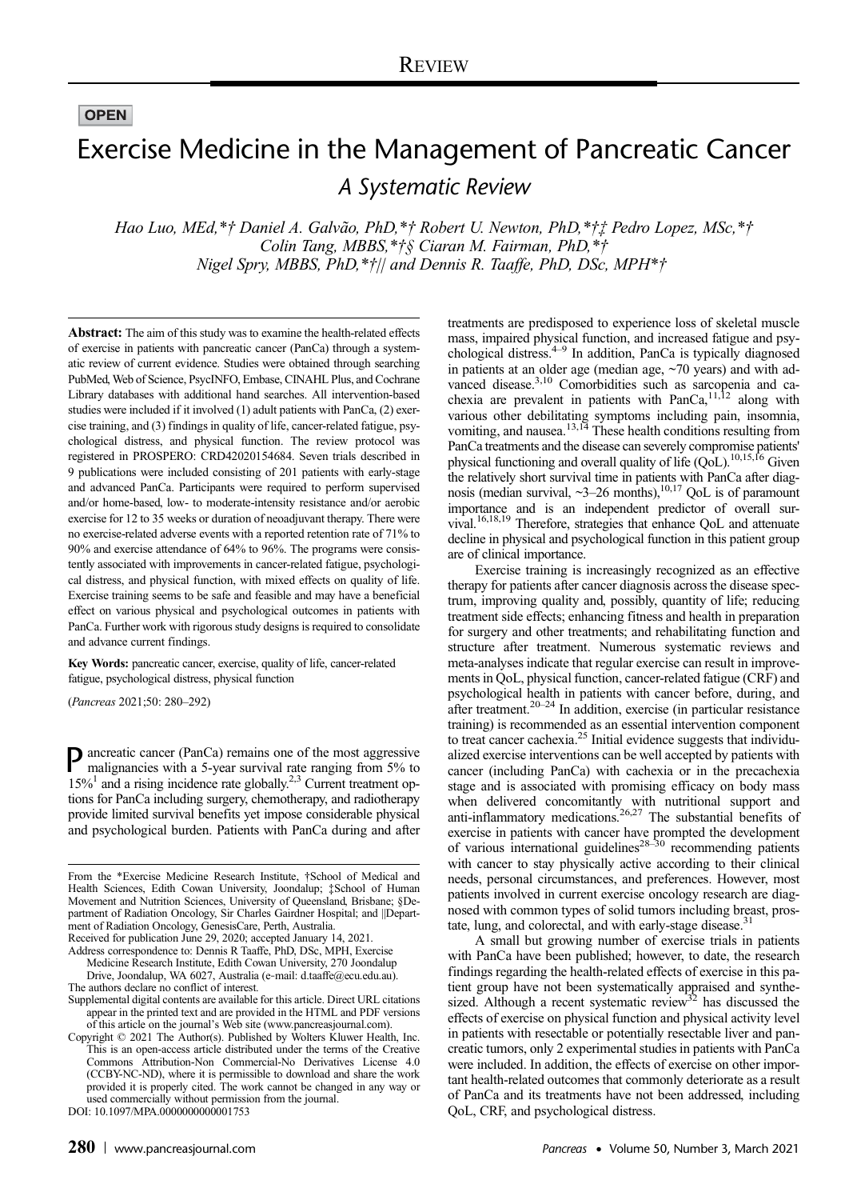REVIEW

**OPEN**

# Exercise Medicine in the Management of Pancreatic Cancer

## A Systematic Review

*Hao Luo, MEd,\*† Daniel A. Galvão, PhD,\*† Robert U. Newton, PhD,\*†‡ Pedro Lopez, MSc,\*† Colin Tang, MBBS,\*†§ Ciaran M. Fairman, PhD,\*† Nigel Spry, MBBS, PhD,\*†|| and Dennis R. Taaffe, PhD, DSc, MPH\*†*

**Abstract:** The aim of this study was to examine the health-related effects of exercise in patients with pancreatic cancer (PanCa) through a systematic review of current evidence. Studies were obtained through searching PubMed, Web of Science, PsycINFO, Embase, CINAHL Plus, and Cochrane Library databases with additional hand searches. All intervention-based studies were included if it involved (1) adult patients with PanCa, (2) exercise training, and (3) findings in quality of life, cancer-related fatigue, psychological distress, and physical function. The review protocol was registered in PROSPERO: CRD42020154684. Seven trials described in 9 publications were included consisting of 201 patients with early-stage and advanced PanCa. Participants were required to perform supervised and/or home-based, low- to moderate-intensity resistance and/or aerobic exercise for 12 to 35 weeks or duration of neoadjuvant therapy. There were no exercise-related adverse events with a reported retention rate of 71% to 90% and exercise attendance of 64% to 96%. The programs were consistently associated with improvements in cancer-related fatigue, psychological distress, and physical function, with mixed effects on quality of life. Exercise training seems to be safe and feasible and may have a beneficial effect on various physical and psychological outcomes in patients with PanCa. Further work with rigorous study designs is required to consolidate and advance current findings.

**Key Words:** pancreatic cancer, exercise, quality of life, cancer-related fatigue, psychological distress, physical function

(*Pancreas* 2021;50: 280–292)

Pancreatic cancer (PanCa) remains one of the most aggressive malignancies with a 5-year survival rate ranging from 5% to 15%[1] and a rising incidence rate globally.[2,3] Current treatment options for PanCa including surgery, chemotherapy, and radiotherapy provide limited survival benefits yet impose considerable physical and psychological burden. Patients with PanCa during and after treatments are predisposed to experience loss of skeletal muscle mass, impaired physical function, and increased fatigue and psychological distress.[4–9] In addition, PanCa is typically diagnosed in patients at an older age (median age, ~70 years) and with advanced disease.[3,10] Comorbidities such as sarcopenia and cachexia are prevalent in patients with PanCa,[11,12] along with various other debilitating symptoms including pain, insomnia, vomiting, and nausea.[13,14] These health conditions resulting from PanCa treatments and the disease can severely compromise patients' physical functioning and overall quality of life (QoL).[10,15,16] Given the relatively short survival time in patients with PanCa after diagnosis (median survival, ~3–26 months),[10,17] QoL is of paramount importance and is an independent predictor of overall survival.[16,18,19] Therefore, strategies that enhance QoL and attenuate decline in physical and psychological function in this patient group are of clinical importance.

Exercise training is increasingly recognized as an effective therapy for patients after cancer diagnosis across the disease spectrum, improving quality and, possibly, quantity of life; reducing treatment side effects; enhancing fitness and health in preparation for surgery and other treatments; and rehabilitating function and structure after treatment. Numerous systematic reviews and meta-analyses indicate that regular exercise can result in improvements in QoL, physical function, cancer-related fatigue (CRF) and psychological health in patients with cancer before, during, and after treatment.[20–24] In addition, exercise (in particular resistance training) is recommended as an essential intervention component to treat cancer cachexia.[25] Initial evidence suggests that individualized exercise interventions can be well accepted by patients with cancer (including PanCa) with cachexia or in the precachexia stage and is associated with promising efficacy on body mass when delivered concomitantly with nutritional support and anti-inflammatory medications.[26,27] The substantial benefits of exercise in patients with cancer have prompted the development of various international guidelines[28–30] recommending patients with cancer to stay physically active according to their clinical needs, personal circumstances, and preferences. However, most patients involved in current exercise oncology research are diagnosed with common types of solid tumors including breast, prostate, lung, and colorectal, and with early-stage disease.[31]

A small but growing number of exercise trials in patients with PanCa have been published; however, to date, the research findings regarding the health-related effects of exercise in this patient group have not been systematically appraised and synthesized. Although a recent systematic review[32] has discussed the effects of exercise on physical function and physical activity level in patients with resectable or potentially resectable liver and pancreatic tumors, only 2 experimental studies in patients with PanCa were included. In addition, the effects of exercise on other important health-related outcomes that commonly deteriorate as a result of PanCa and its treatments have not been addressed, including QoL, CRF, and psychological distress.

---

From the \*Exercise Medicine Research Institute, †School of Medical and Health Sciences, Edith Cowan University, Joondalup; ‡School of Human Movement and Nutrition Sciences, University of Queensland, Brisbane; §Department of Radiation Oncology, Sir Charles Gairdner Hospital; and ||Department of Radiation Oncology, GenesisCare, Perth, Australia.

Received for publication June 29, 2020; accepted January 14, 2021.

Address correspondence to: Dennis R Taaffe, PhD, DSc, MPH, Exercise Medicine Research Institute, Edith Cowan University, 270 Joondalup Drive, Joondalup, WA 6027, Australia (e-mail: d.taaffe@ecu.edu.au).

The authors declare no conflict of interest.

Supplemental digital contents are available for this article. Direct URL citations appear in the printed text and are provided in the HTML and PDF versions of this article on the journal's Web site (www.pancreasjournal.com).

Copyright © 2021 The Author(s). Published by Wolters Kluwer Health, Inc. This is an open-access article distributed under the terms of the Creative Commons Attribution-Non Commercial-No Derivatives License 4.0 (CCBY-NC-ND), where it is permissible to download and share the work provided it is properly cited. The work cannot be changed in any way or used commercially without permission from the journal.

DOI: 10.1097/MPA.0000000000001753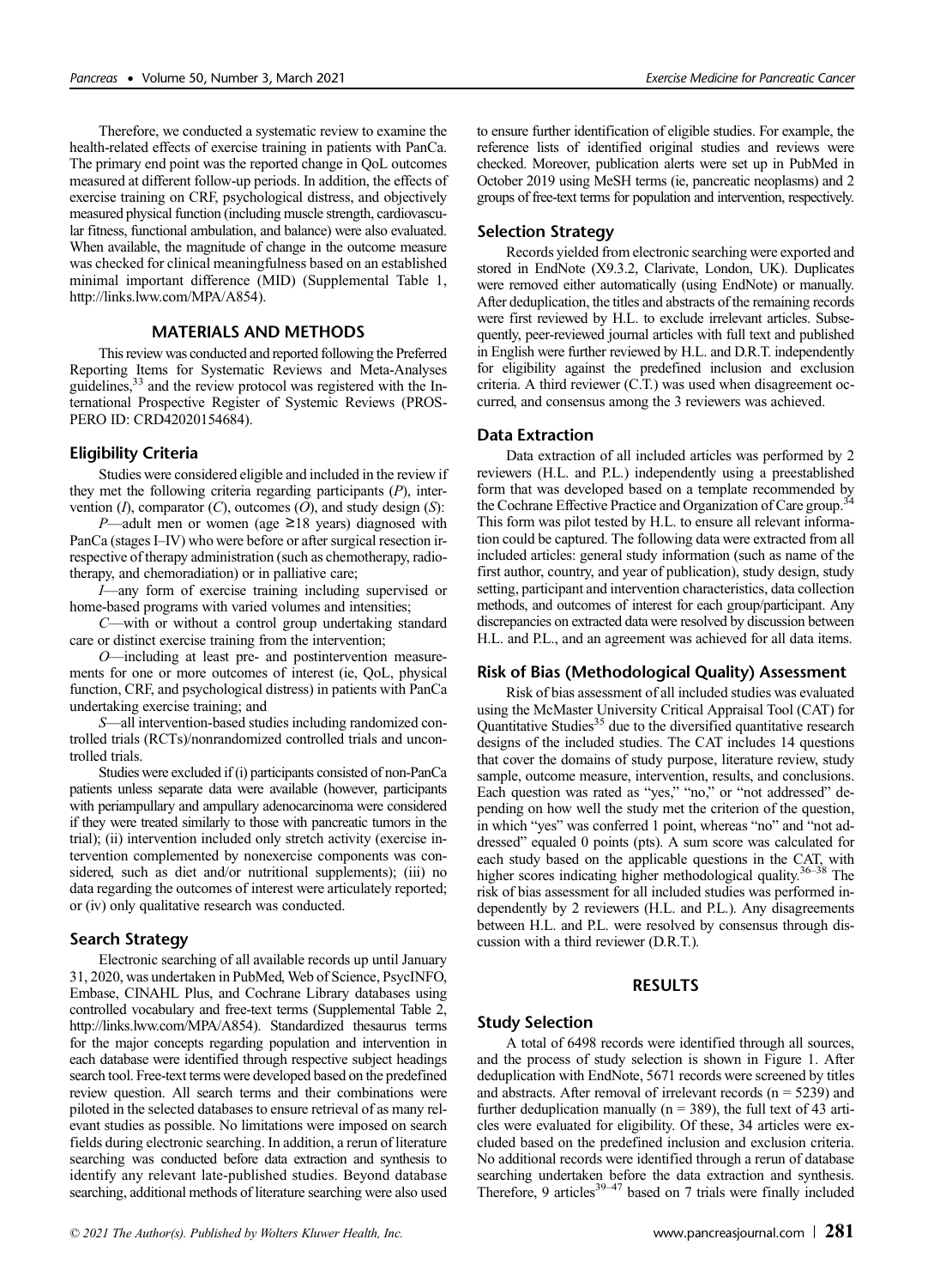Therefore, we conducted a systematic review to examine the health-related effects of exercise training in patients with PanCa. The primary end point was the reported change in QoL outcomes measured at different follow-up periods. In addition, the effects of exercise training on CRF, psychological distress, and objectively measured physical function (including muscle strength, cardiovascular fitness, functional ambulation, and balance) were also evaluated. When available, the magnitude of change in the outcome measure was checked for clinical meaningfulness based on an established minimal important difference (MID) (Supplemental Table 1, http://links.lww.com/MPA/A854).

## MATERIALS AND METHODS

This review was conducted and reported following the Preferred Reporting Items for Systematic Reviews and Meta-Analyses guidelines,[33] and the review protocol was registered with the International Prospective Register of Systemic Reviews (PROSPERO ID: CRD42020154684).

### Eligibility Criteria

Studies were considered eligible and included in the review if they met the following criteria regarding participants (*P*), intervention (*I*), comparator (*C*), outcomes (*O*), and study design (*S*):

*P*—adult men or women (age ≥18 years) diagnosed with PanCa (stages I–IV) who were before or after surgical resection irrespective of therapy administration (such as chemotherapy, radiotherapy, and chemoradiation) or in palliative care;

*I*—any form of exercise training including supervised or home-based programs with varied volumes and intensities;

*C*—with or without a control group undertaking standard care or distinct exercise training from the intervention;

*O*—including at least pre- and postintervention measurements for one or more outcomes of interest (ie, QoL, physical function, CRF, and psychological distress) in patients with PanCa undertaking exercise training; and

*S*—all intervention-based studies including randomized controlled trials (RCTs)/nonrandomized controlled trials and uncontrolled trials.

Studies were excluded if (i) participants consisted of non-PanCa patients unless separate data were available (however, participants with periampullary and ampullary adenocarcinoma were considered if they were treated similarly to those with pancreatic tumors in the trial); (ii) intervention included only stretch activity (exercise intervention complemented by nonexercise components was considered, such as diet and/or nutritional supplements); (iii) no data regarding the outcomes of interest were articulately reported; or (iv) only qualitative research was conducted.

### Search Strategy

Electronic searching of all available records up until January 31, 2020, was undertaken in PubMed, Web of Science, PsycINFO, Embase, CINAHL Plus, and Cochrane Library databases using controlled vocabulary and free-text terms (Supplemental Table 2, http://links.lww.com/MPA/A854). Standardized thesaurus terms for the major concepts regarding population and intervention in each database were identified through respective subject headings search tool. Free-text terms were developed based on the predefined review question. All search terms and their combinations were piloted in the selected databases to ensure retrieval of as many relevant studies as possible. No limitations were imposed on search fields during electronic searching. In addition, a rerun of literature searching was conducted before data extraction and synthesis to identify any relevant late-published studies. Beyond database searching, additional methods of literature searching were also used to ensure further identification of eligible studies. For example, the reference lists of identified original studies and reviews were checked. Moreover, publication alerts were set up in PubMed in October 2019 using MeSH terms (ie, pancreatic neoplasms) and 2 groups of free-text terms for population and intervention, respectively.

### Selection Strategy

Records yielded from electronic searching were exported and stored in EndNote (X9.3.2, Clarivate, London, UK). Duplicates were removed either automatically (using EndNote) or manually. After deduplication, the titles and abstracts of the remaining records were first reviewed by H.L. to exclude irrelevant articles. Subsequently, peer-reviewed journal articles with full text and published in English were further reviewed by H.L. and D.R.T. independently for eligibility against the predefined inclusion and exclusion criteria. A third reviewer (C.T.) was used when disagreement occurred, and consensus among the 3 reviewers was achieved.

### Data Extraction

Data extraction of all included articles was performed by 2 reviewers (H.L. and P.L.) independently using a preestablished form that was developed based on a template recommended by the Cochrane Effective Practice and Organization of Care group.[34] This form was pilot tested by H.L. to ensure all relevant information could be captured. The following data were extracted from all included articles: general study information (such as name of the first author, country, and year of publication), study design, study setting, participant and intervention characteristics, data collection methods, and outcomes of interest for each group/participant. Any discrepancies on extracted data were resolved by discussion between H.L. and P.L., and an agreement was achieved for all data items.

### Risk of Bias (Methodological Quality) Assessment

Risk of bias assessment of all included studies was evaluated using the McMaster University Critical Appraisal Tool (CAT) for Quantitative Studies[35] due to the diversified quantitative research designs of the included studies. The CAT includes 14 questions that cover the domains of study purpose, literature review, study sample, outcome measure, intervention, results, and conclusions. Each question was rated as "yes," "no," or "not addressed" depending on how well the study met the criterion of the question, in which "yes" was conferred 1 point, whereas "no" and "not addressed" equaled 0 points (pts). A sum score was calculated for each study based on the applicable questions in the CAT, with higher scores indicating higher methodological quality.[36–38] The risk of bias assessment for all included studies was performed independently by 2 reviewers (H.L. and P.L.). Any disagreements between H.L. and P.L. were resolved by consensus through discussion with a third reviewer (D.R.T.).

## RESULTS

### Study Selection

A total of 6498 records were identified through all sources, and the process of study selection is shown in Figure 1. After deduplication with EndNote, 5671 records were screened by titles and abstracts. After removal of irrelevant records (n = 5239) and further deduplication manually (n = 389), the full text of 43 articles were evaluated for eligibility. Of these, 34 articles were excluded based on the predefined inclusion and exclusion criteria. No additional records were identified through a rerun of database searching undertaken before the data extraction and synthesis. Therefore, 9 articles[39–47] based on 7 trials were finally included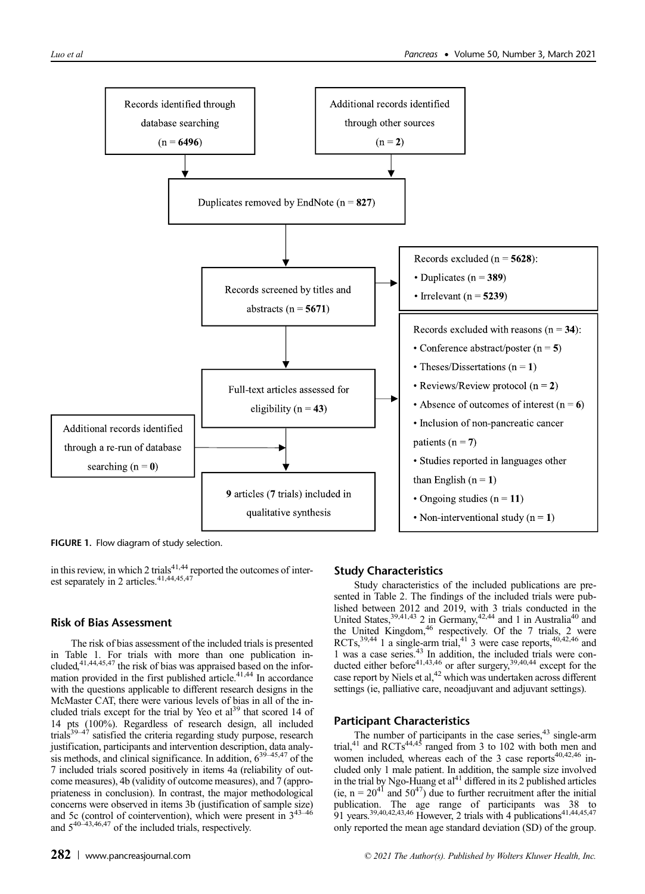Records identified through database searching (n = **6496**)

Additional records identified through other sources (n = **2**)

Duplicates removed by EndNote (n = **827**)

Records screened by titles and abstracts (n = **5671**)

Records excluded (n = **5628**):
- Duplicates (n = **389**)
- Irrelevant (n = **5239**)

Full-text articles assessed for eligibility (n = **43**)

Records excluded with reasons (n = **34**):
- Conference abstract/poster (n = **5**)
- Theses/Dissertations (n = **1**)
- Reviews/Review protocol (n = **2**)
- Absence of outcomes of interest (n = **6**)
- Inclusion of non-pancreatic cancer patients (n = **7**)
- Studies reported in languages other than English (n = **1**)
- Ongoing studies (n = **11**)
- Non-interventional study (n = **1**)

Additional records identified through a re-run of database searching (n = **0**)

**9** articles (**7** trials) included in qualitative synthesis

**FIGURE 1.** Flow diagram of study selection.

in this review, in which 2 trials[41,44] reported the outcomes of interest separately in 2 articles.[41,44,45,47]

## Risk of Bias Assessment

The risk of bias assessment of the included trials is presented in Table 1. For trials with more than one publication included,[41,44,45,47] the risk of bias was appraised based on the information provided in the first published article.[41,44] In accordance with the questions applicable to different research designs in the McMaster CAT, there were various levels of bias in all of the included trials except for the trial by Yeo et al[39] that scored 14 of 14 pts (100%). Regardless of research design, all included trials[39–47] satisfied the criteria regarding study purpose, research justification, participants and intervention description, data analysis methods, and clinical significance. In addition, 6[39–45,47] of the 7 included trials scored positively in items 4a (reliability of outcome measures), 4b (validity of outcome measures), and 7 (appropriateness in conclusion). In contrast, the major methodological concerns were observed in items 3b (justification of sample size) and 5c (control of cointervention), which were present in 3[43–46] and 5[40–43,46,47] of the included trials, respectively.

## Study Characteristics

Study characteristics of the included publications are presented in Table 2. The findings of the included trials were published between 2012 and 2019, with 3 trials conducted in the United States,[39,41,43] 2 in Germany,[42,44] and 1 in Australia[40] and the United Kingdom,[46] respectively. Of the 7 trials, 2 were RCTs,[39,44] 1 a single-arm trial,[41] 3 were case reports,[40,42,46] and 1 was a case series.[43] In addition, the included trials were conducted either before[41,43,46] or after surgery,[39,40,44] except for the case report by Niels et al,[42] which was undertaken across different settings (ie, palliative care, neoadjuvant and adjuvant settings).

## Participant Characteristics

The number of participants in the case series,[43] single-arm trial,[41] and RCTs[44,45] ranged from 3 to 102 with both men and women included, whereas each of the 3 case reports[40,42,46] included only 1 male patient. In addition, the sample size involved in the trial by Ngo-Huang et al[41] differed in its 2 published articles (ie, n = 20[41] and 50[47]) due to further recruitment after the initial publication. The age range of participants was 38 to 91 years.[39,40,42,43,46] However, 2 trials with 4 publications[41,44,45,47] only reported the mean age standard deviation (SD) of the group.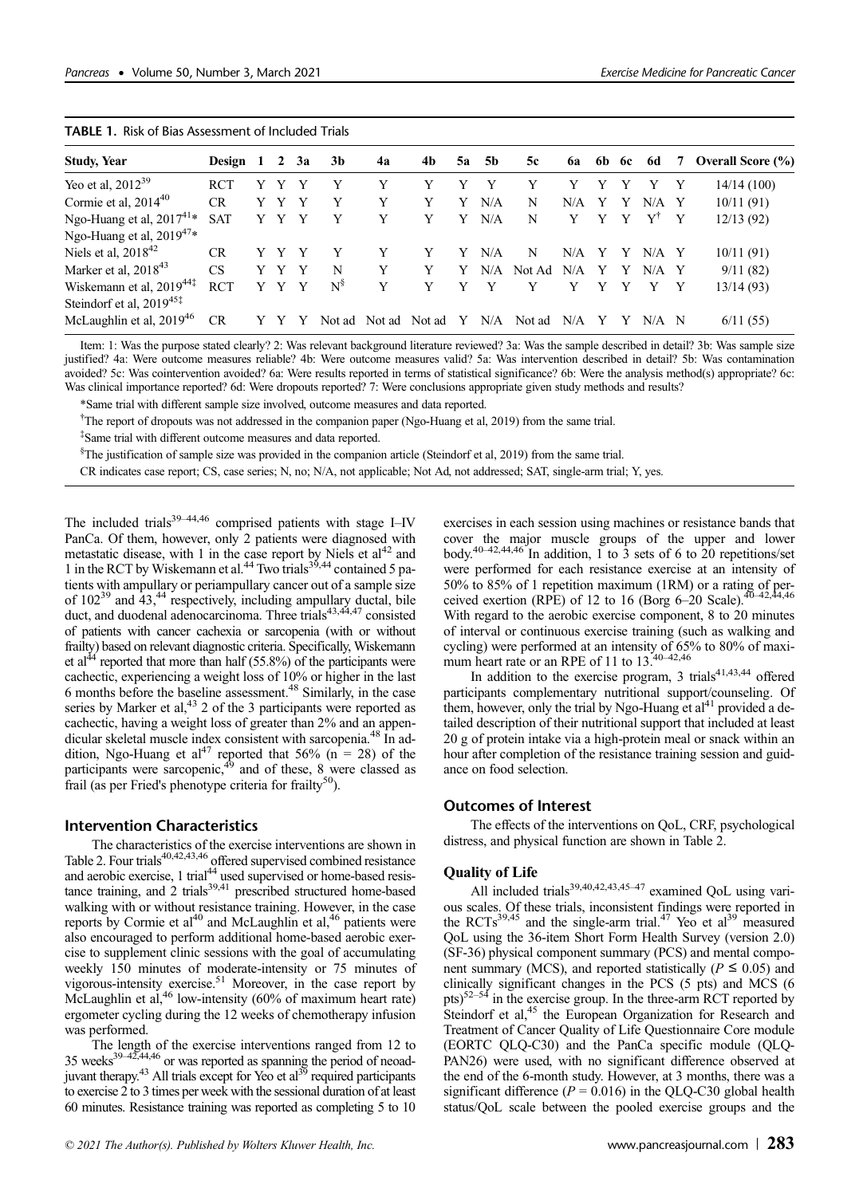**TABLE 1.** Risk of Bias Assessment of Included Trials

| Study, Year | Design | 1 | 2 | 3a | 3b | 4a | 4b | 5a | 5b | 5c | 6a | 6b | 6c | 6d | 7 | Overall Score (%) |
|---|---|---|---|---|---|---|---|---|---|---|---|---|---|---|---|---|
| Yeo et al, 2012[39] | RCT | Y | Y | Y | Y | Y | Y | Y | Y | Y | Y | Y | Y | Y | Y | 14/14 (100) |
| Cormie et al, 2014[40] | CR | Y | Y | Y | Y | Y | Y | Y | N/A | N | N/A | Y | Y | N/A | Y | 10/11 (91) |
| Ngo-Huang et al, 2017[41]* Ngo-Huang et al, 2019[47]* | SAT | Y | Y | Y | Y | Y | Y | Y | N/A | N | Y | Y | Y | Y[†] | Y | 12/13 (92) |
| Niels et al, 2018[42] | CR | Y | Y | Y | Y | Y | Y | Y | N/A | N | N/A | Y | Y | N/A | Y | 10/11 (91) |
| Marker et al, 2018[43] | CS | Y | Y | Y | N | Y | Y | Y | N/A | Not Ad | N/A | Y | Y | N/A | Y | 9/11 (82) |
| Wiskemann et al, 2019[44‡] Steindorf et al, 2019[45‡] | RCT | Y | Y | Y | N[§] | Y | Y | Y | Y | Y | Y | Y | Y | Y | Y | 13/14 (93) |
| McLaughlin et al, 2019[46] | CR | Y | Y | Y | Not ad | Not ad | Not ad | Y | N/A | Not ad | N/A | Y | Y | N/A | N | 6/11 (55) |

Item: 1: Was the purpose stated clearly? 2: Was relevant background literature reviewed? 3a: Was the sample described in detail? 3b: Was sample size justified? 4a: Were outcome measures reliable? 4b: Were outcome measures valid? 5a: Was intervention described in detail? 5b: Was contamination avoided? 5c: Was cointervention avoided? 6a: Were results reported in terms of statistical significance? 6b: Were the analysis method(s) appropriate? 6c: Was clinical importance reported? 6d: Were dropouts reported? 7: Were conclusions appropriate given study methods and results?

*Same trial with different sample size involved, outcome measures and data reported.

†The report of dropouts was not addressed in the companion paper (Ngo-Huang et al, 2019) from the same trial.

‡Same trial with different outcome measures and data reported.

§The justification of sample size was provided in the companion article (Steindorf et al, 2019) from the same trial.

CR indicates case report; CS, case series; N, no; N/A, not applicable; Not Ad, not addressed; SAT, single-arm trial; Y, yes.

The included trials[39–44,46] comprised patients with stage I–IV PanCa. Of them, however, only 2 patients were diagnosed with metastatic disease, with 1 in the case report by Niels et al[42] and 1 in the RCT by Wiskemann et al.[44] Two trials[39,44] contained 5 patients with ampullary or periampullary cancer out of a sample size of 102[39] and 43,[44] respectively, including ampullary ductal, bile duct, and duodenal adenocarcinoma. Three trials[43,44,47] consisted of patients with cancer cachexia or sarcopenia (with or without frailty) based on relevant diagnostic criteria. Specifically, Wiskemann et al[44] reported that more than half (55.8%) of the participants were cachectic, experiencing a weight loss of 10% or higher in the last 6 months before the baseline assessment.[48] Similarly, in the case series by Marker et al,[43] 2 of the 3 participants were reported as cachectic, having a weight loss of greater than 2% and an appendicular skeletal muscle index consistent with sarcopenia.[48] In addition, Ngo-Huang et al[47] reported that 56% (n = 28) of the participants were sarcopenic,[49] and of these, 8 were classed as frail (as per Fried's phenotype criteria for frailty[50]).

### Intervention Characteristics

The characteristics of the exercise interventions are shown in Table 2. Four trials[40,42,43,46] offered supervised combined resistance and aerobic exercise, 1 trial[44] used supervised or home-based resistance training, and 2 trials[39,41] prescribed structured home-based walking with or without resistance training. However, in the case reports by Cormie et al[40] and McLaughlin et al,[46] patients were also encouraged to perform additional home-based aerobic exercise to supplement clinic sessions with the goal of accumulating weekly 150 minutes of moderate-intensity or 75 minutes of vigorous-intensity exercise.[51] Moreover, in the case report by McLaughlin et al,[46] low-intensity (60% of maximum heart rate) ergometer cycling during the 12 weeks of chemotherapy infusion was performed.

The length of the exercise interventions ranged from 12 to 35 weeks[39–42,44,46] or was reported as spanning the period of neoadjuvant therapy.[43] All trials except for Yeo et al[39] required participants to exercise 2 to 3 times per week with the sessional duration of at least 60 minutes. Resistance training was reported as completing 5 to 10 exercises in each session using machines or resistance bands that cover the major muscle groups of the upper and lower body.[40–42,44,46] In addition, 1 to 3 sets of 6 to 20 repetitions/set were performed for each resistance exercise at an intensity of 50% to 85% of 1 repetition maximum (1RM) or a rating of perceived exertion (RPE) of 12 to 16 (Borg 6–20 Scale).[40–42,44,46] With regard to the aerobic exercise component, 8 to 20 minutes of interval or continuous exercise training (such as walking and cycling) were performed at an intensity of 65% to 80% of maximum heart rate or an RPE of 11 to 13.[40–42,46]

In addition to the exercise program, 3 trials[41,43,44] offered participants complementary nutritional support/counseling. Of them, however, only the trial by Ngo-Huang et al[41] provided a detailed description of their nutritional support that included at least 20 g of protein intake via a high-protein meal or snack within an hour after completion of the resistance training session and guidance on food selection.

### Outcomes of Interest

The effects of the interventions on QoL, CRF, psychological distress, and physical function are shown in Table 2.

#### Quality of Life

All included trials[39,40,42,43,45–47] examined QoL using various scales. Of these trials, inconsistent findings were reported in the RCTs[39,45] and the single-arm trial.[47] Yeo et al[39] measured QoL using the 36-item Short Form Health Survey (version 2.0) (SF-36) physical component summary (PCS) and mental component summary (MCS), and reported statistically ($P \leq 0.05$) and clinically significant changes in the PCS (5 pts) and MCS (6 pts)[52–54] in the exercise group. In the three-arm RCT reported by Steindorf et al,[45] the European Organization for Research and Treatment of Cancer Quality of Life Questionnaire Core module (EORTC QLQ-C30) and the PanCa specific module (QLQ-PAN26) were used, with no significant difference observed at the end of the 6-month study. However, at 3 months, there was a significant difference ($P = 0.016$) in the QLQ-C30 global health status/QoL scale between the pooled exercise groups and the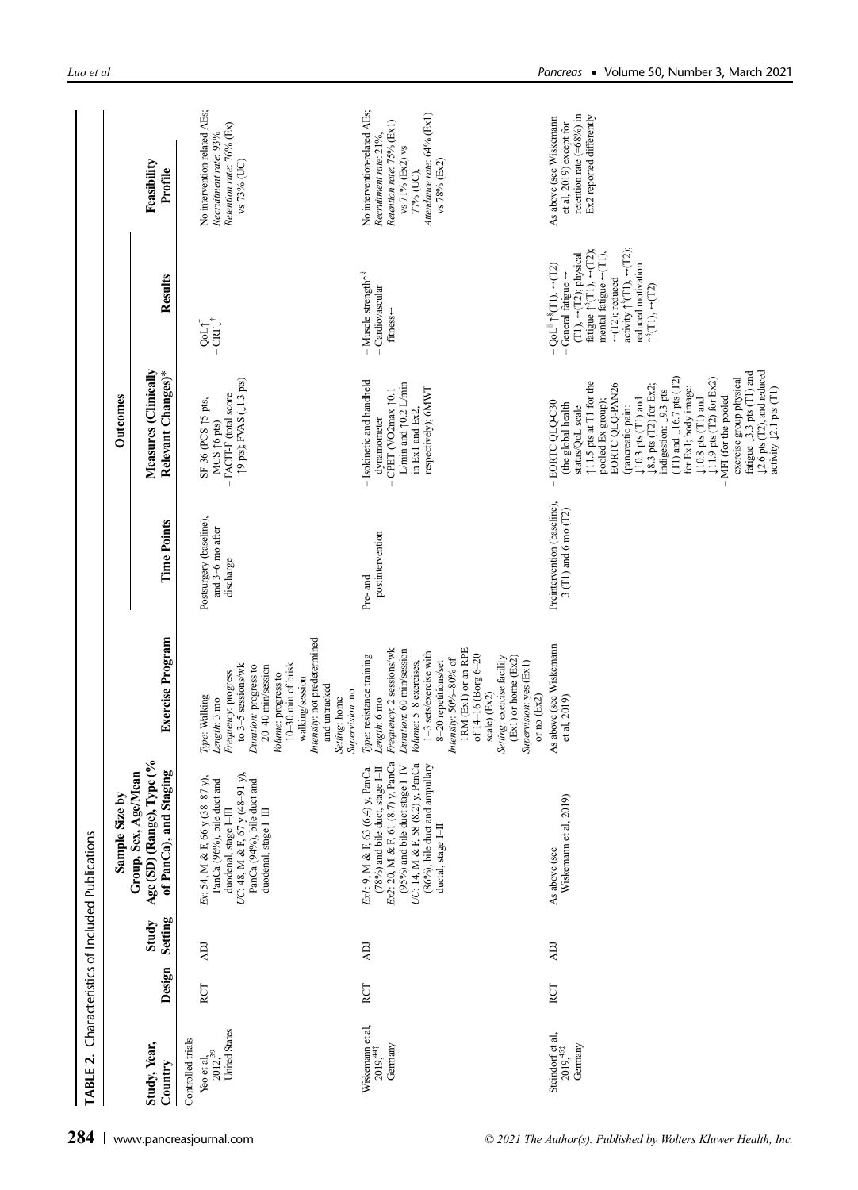**TABLE 2.** Characteristics of Included Publications

| Study, Year, Country | Design | Study Setting | Sample Size by Group, Sex, Age/Mean Age (SD) (Range), Type (% of PanCa), and Staging | Exercise Program | Time Points | Outcomes: Measures (Clinically Relevant Changes)* | Outcomes: Results | Feasibility Profile |
|---|---|---|---|---|---|---|---|---|
| Controlled trials | | | | | | | | |
| Yeo et al, 2012,[39] United States | RCT | ADJ | *Ex*: 54, M & F, 66 y (38–87 y), PanCa (96%), bile duct and duodenal, stage I–III<br>*UC*: 48, M & F, 67 y (48–91 y), PanCa (94%), bile duct and duodenal, stage I–III | *Type*: Walking<br>*Length*: 3 mo<br>*Frequency*: progress to 3–5 sessions/wk<br>*Duration*: progress to 20–40 min/session<br>*Volume*: progress to 10–30 min of brisk walking/session<br>*Intensity*: not predetermined and untracked<br>*Setting*: home<br>*Supervision*: no | Postsurgery (baseline), and 3–6 mo after discharge | – SF-36 (PCS ↑5 pts, MCS ↑6 pts)<br>– FACIT-F (total score ↑9 pts); FVAS (↓1.3 pts) | – QoL↑[†]<br>– CRF↓[†] | No intervention-related AEs; *Recruitment rate*: 93%<br>*Retention rate*: 76% (Ex) vs 73% (UC) |
| Wiskemann et al, 2019,[44‡] Germany | RCT | ADJ | *Ex1*: 9, M & F, 63 (6.4) y, PanCa (78%) and bile duct, stage I–II<br>*Ex2*: 20, M & F, 61 (8.7) y, PanCa (95%) and bile duct stage I–IV<br>*UC*: 14, M & F, 58 (8.2) y, PanCa (86%), bile duct and ampullary ductal, stage I–II | *Type*: resistance training<br>*Length*: 6 mo<br>*Frequency*: 2 sessions/wk<br>*Duration*: 60 min/session<br>*Volume*: 5–8 exercises, 1–3 sets/exercise with 8–20 repetitions/set<br>*Intensity*: 50%–80% of 1RM (Ex1) or an RPE of 14–16 (Borg 6–20 scale) (Ex2)<br>*Setting*: exercise facility (Ex1) or home (Ex2)<br>*Supervision*: yes (Ex1) or no (Ex2) | Pre- and postintervention | – Isokinetic and handheld dynamometer<br>– CPET (VO2max ↑0.1 L/min and ↑0.2 L/min in Ex1 and Ex2, respectively); 6MWT | – Muscle strength↑[§]<br>– Cardiovascular fitness↔ | No intervention-related AEs; *Recruitment rate*: 21%,<br>*Retention rate*: 75% (Ex1) vs 71% (Ex2) vs 77% (UC),<br>*Attendance rate*: 64% (Ex1) vs 78% (Ex2) |
| Steindorf et al, 2019,[45‡] Germany | RCT | ADJ | As above (see Wiskemann et al, 2019) | As above (see Wiskemann et al, 2019) | Preintervention (baseline), 3 (T1) and 6 mo (T2) | – EORTC QLQ-C30 (the global health status/QoL scale ↑11.5 pts at T1 for the pooled Ex group); EORTC QLQ-PAN26 (pancreatic pain: ↓10.3 pts (T1) and ↓8.3 pts (T2) for Ex2; indigestion: ↓9.3 pts (T1) and ↓16.7 pts (T2) for Ex1; body image: ↓10.8 pts (T1) and ↓11.9 pts (T2) for Ex2)<br>– MFI (for the pooled exercise group physical fatigue ↓3.3 pts (T1) and ↓2.6 pts (T2), and reduced activity ↓2.1 pts (T1) | – QoL[‖] ↑[§](T1), ↔(T2)<br>– General fatigue ↔ (T1), ↔(T2); physical fatigue ↑[§](T1), ↔(T2); mental fatigue ↔(T1), ↔(T2); reduced activity ↑[§](T1), ↔(T2); reduced motivation ↑[§](T1), ↔(T2) | As above (see Wiskemann et al, 2019) except for retention rate (=68%) in Ex2 reported differently |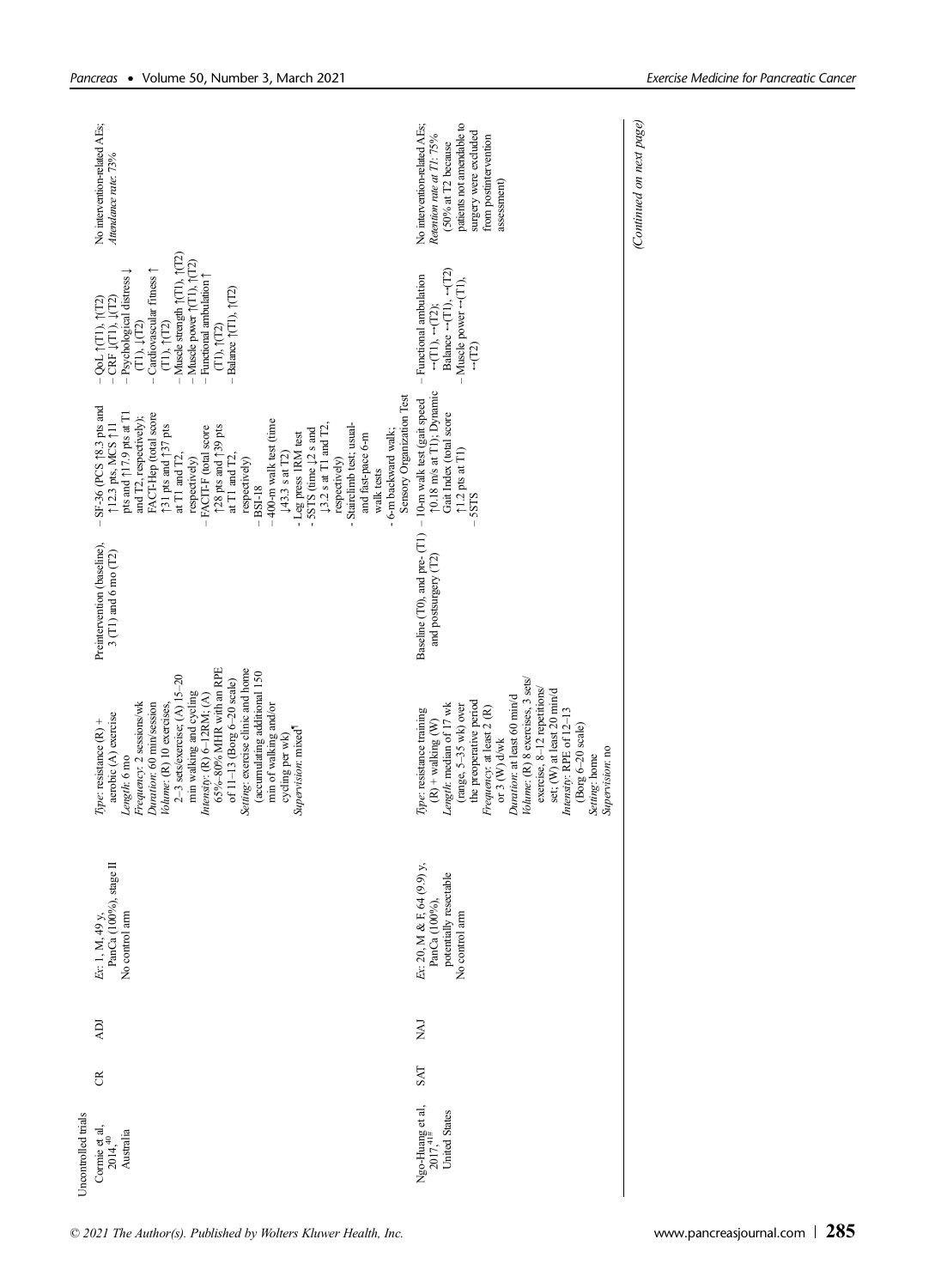| | | | | | | | | |
|---|---|---|---|---|---|---|---|---|
| Uncontrolled trials | | | | | | | | |
| Cormie et al, 2014,[40] Australia | CR | ADJ | *Ex*: 1, M, 49 y, PanCa (100%), stage II<br>No control arm | *Type*: resistance (R) + aerobic (A) exercise<br>*Length*: 6 mo<br>*Frequency*: 2 sessions/wk<br>*Duration*: 60 min/session<br>*Volume*: (R) 10 exercises, 2–3 sets/exercise; (A) 15–20 min walking and cycling<br>*Intensity*: (R) 6–12RM; (A) 65%–80% MHR with an RPE of 11–13 (Borg 6–20 scale)<br>*Setting*: exercise clinic and home (accumulating additional 150 min of walking and/or cycling per wk)<br>*Supervision*: mixed[¶] | Preintervention (baseline), 3 (T1) and 6 mo (T2) | - SF-36 (PCS ↑8.3 pts and ↑12.3 pts, MCS ↑11 pts and ↑17.9 pts at T1 and T2, respectively); FACT-Hep (total score ↑31 pts and ↑37 pts at T1 and T2, respectively)<br>- FACT-F (total score ↑28 pts and ↑39 pts at T1 and T2, respectively)<br>- BSI-18<br>- 400-m walk test (time ↓43.3 s at T2)<br>- Leg press 1RM test<br>- 5STS (time ↓2 s and ↓3.2 s at T1 and T2, respectively)<br>- Stairclimb test; usual- and fast-pace 6-m walk tests<br>- 6-m backward walk; Sensory Organization Test | - QoL ↑(T1), ↑(T2)<br>- CRF ↓(T1), ↓(T2)<br>- Psychological distress ↓ (T1), ↓(T2)<br>- Cardiovascular fitness ↑ (T1), ↑(T2)<br>- Muscle strength ↑(T1), ↑(T2)<br>- Muscle power ↑(T1), ↑(T2)<br>- Functional ambulation ↑ (T1), ↑(T2)<br>- Balance ↑(T1), ↑(T2) | No intervention-related AEs; *Attendance rate*: 73% |
| Ngo-Huang et al, 2017,[41#] United States | SAT | NAJ | *Ex*: 20, M & F, 64 (9.9) y, PanCa (100%), potentially resectable<br>No control arm | *Type*: resistance training (R) + walking (W)<br>*Length*: median of 17 wk (range, 5–35 wk) over the preoperative period<br>*Frequency*: at least 2 (R) or 3 (W) d/wk<br>*Duration*: at least 60 min/d<br>*Volume*: (R) 8 exercises, 3 sets/exercise, 8–12 repetitions/set; (W) at least 20 min/d<br>*Intensity*: RPE of 12–13 (Borg 6–20 scale)<br>*Setting*: home<br>*Supervision*: no | Baseline (T0), and pre- (T1) and postsurgery (T2) | - 10-m walk test (gait speed ↑0.18 m/s at T1); Dynamic Gait Index (total score ↑1.2 pts at T1)<br>- 5STS | - Functional ambulation ↔(T1), ↔(T2);<br>Balance ↔(T1), ↔(T2)<br>- Muscle power ↔(T1), ↔(T2) | No intervention-related AEs; *Retention rate at T1*: 75% (50% at T2 because patients not amendable to surgery were excluded from postintervention assessment) |

*(Continued on next page)*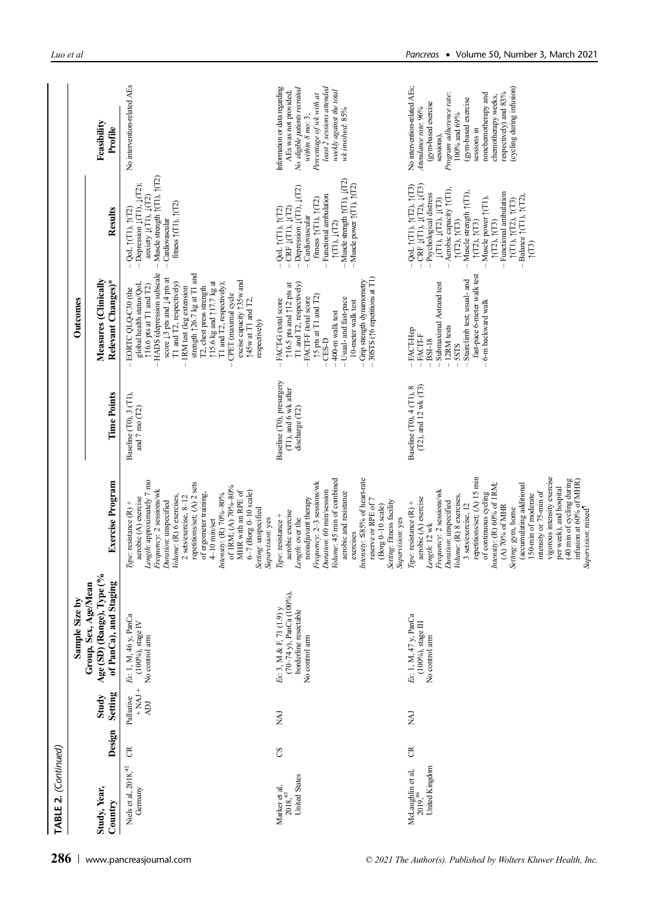**TABLE 2.** (Continued)

| Study, Year, Country | Design | Study Setting | Sample Size by Group, Sex, Age/Mean Age (SD) (Range), Type (% of PanCa), and Staging | Exercise Program | Time Points | Outcomes: Measures (Clinically Relevant Changes)* | Outcomes: Results | Feasibility Profile |
|---|---|---|---|---|---|---|---|---|
| Niels et al, 2018,[42] Germany | CR | Palliative + NAJ + ADJ | *Ex*: 1, M, 46 y, PanCa (100%), stage IV<br>No control arm | *Type*: resistance (R) + aerobic (A) exercise<br>*Length*: approximately 7 mo<br>*Frequency*: 2 sessions/wk<br>*Duration*: unspecified<br>*Volume*: (R) 6 exercises, 2 sets/exercise, 8–12 repetitions/set; (A) 2 sets of ergometer training, 4–10 min/set<br>*Intensity*: (R) 70%–80% of 1RM; (A) 70%–80% MHR with an RPE of 6–7 (Borg 0–10 scale)<br>*Setting*: unspecified<br>*Supervision*: yes | Baseline (T0), 3 (T1), and 7 mo (T2) | - EORTC QLQ-C30 (the global health status/QoL ↑16.6 pts at T1 and T2)<br>- HADS (depression subscale score ↓3 pts and ↓4 pts at T1 and T2, respectively)<br>- 1RM test (leg extension strength ↑26.7 kg at T1 and T2, chest press strength ↑15.6 kg and ↑17.7 kg at T1 and T2, respectively);<br>- CPET (maximal cycle excise capacity ↑35w and ↑45w at T1 and T2, respectively) | - QoL ↑(T1), ↑(T2)<br>- Depression ↓(T1), ↓(T2); anxiety ↓(T1), ↓(T2)<br>- Muscle strength ↑(T1), ↑(T2)<br>- Cardiovascular fitness ↑(T1), ↑(T2) | No intervention-related AEs |
| Marker et al, 2018,[43] United States | CS | NAJ | *Ex*: 3, M & F, 71 (1.9) y (70–74 y), PanCa (100%), borderline resectable<br>No control arm | *Type*: resistance + aerobic exercise<br>*Length*: over the neoadjuvant therapy<br>*Frequency*: 2–3 sessions/wk<br>*Duration*: 60 min/session<br>*Volume*: 45 min of combined aerobic and resistance exercises<br>*Intensity*: ≤85% of heart-rate reserve or RPE of 7 (Borg 0–10 scale)<br>*Setting*: fitness facility<br>*Supervision*: yes | Baseline (T0), presurgery (T1), and 6 wk after discharge (T2) | - FACT-G (total score ↑16.5 pts and ↑12 pts at T1 and T2, respectively)<br>- FACIT-F (total score ↑5 pts at T1 and T2)<br>- CES-D<br>- 400-m walk test<br>- Usual- and fast-pace 10-meter walk test<br>- Grip strength dynamometry<br>- 30STS (↑6 repetitions at T1) | - QoL ↑(T1), ↑(T2)<br>- CRF ↓(T1), ↓(T2)<br>- Depression ↓(T1), ↓(T2)<br>- Cardiovascular fitness ↑(T1), ↑(T2)<br>- Functional ambulation ↑(T1), ↓(T2)<br>- Muscle strength ↑(T1), ↓(T2)<br>- Muscle power ↑(T1), ↑(T2) | Information or data regarding AEs was not provided;<br>*No. eligible patients recruited within 8 mo*: 3;<br>*Percentage of wk with at least 2 sessions attended weekly against the total wk involved*: 85% |
| McLaughlin et al, 2019,[46] United Kingdom | CR | NAJ | *Ex*: 1, M, 47 y, PanCa (100%), stage III<br>No control arm | *Type*: resistance (R) + aerobic (A) exercise<br>*Length*: 12 wk<br>*Frequency*: 2 sessions/wk<br>*Duration*: unspecified<br>*Volume*: (R) 8 exercises, 3 sets/exercise, 12 repetitions/set; (A) 15 min of continuous cycling<br>*Intensity*: (R) 60% of 1RM; (A) 70% of MHR<br>*Setting*: gym, home (accumulating additional 150-min of moderate intensity or 75-min of vigorous intensity exercise per week), and hospital (40 min of cycling during infusion at 60% of MHR)<br>*Supervision*: mixed[¶] | Baseline (T0), 4 (T1), 8 (T2), and 12 wk (T3) | - FACT-Hep<br>- FACIT-F<br>- BSI-18<br>- Submaximal Astrand test<br>- 12RM tests<br>- 5STS<br>- Stairclimb test; usual- and fast-pace 6-meter walk test<br>- 6-m backward walk | - QoL ↑(T1), ↑(T2), ↑(T3)<br>- CRF ↓(T1), ↓(T2), ↓(T3)<br>- Psychological distress ↓(T1), ↓(T2), ↓(T3)<br>- Aerobic capacity ↑(T1), ↑(T2), ↑(T3)<br>- Muscle strength ↑(T1), ↑(T2), ↑(T3)<br>- Muscle power ↑(T1), ↑(T2), ↑(T3)<br>- Functional ambulation ↑(T1), ↑(T2), ↑(T3)<br>- Balance ↑(T1), ↑(T2), ↑(T3) | No intervention-related AEs;<br>*Attendance rate*: 96% (gym-based exercise sessions),<br>*Program adherence rate*: 100% and 69% (gym-based exercise sessions in nonchemotherapy and chemotherapy weeks, respectively) and 83% (cycling during infusion) |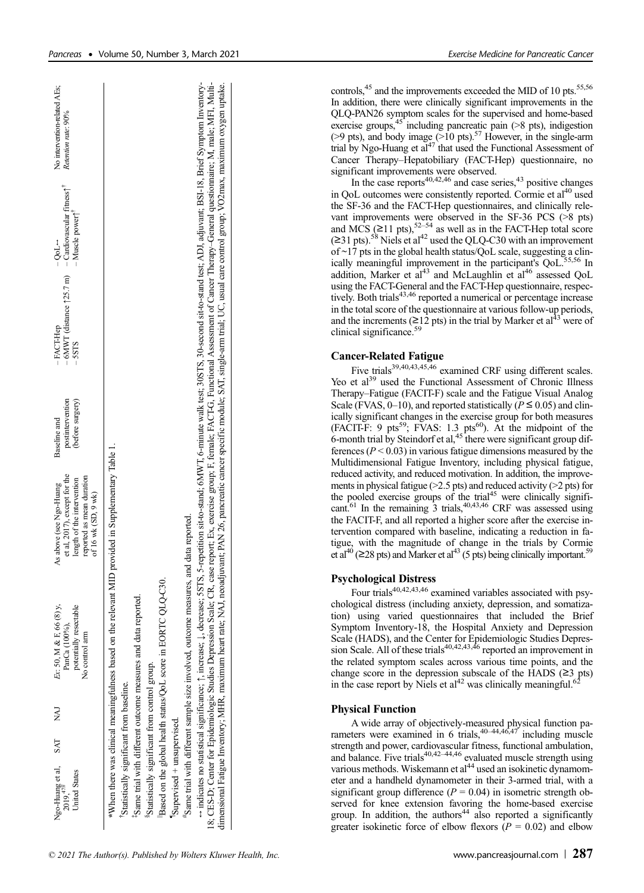| Ngo-Huang et al, 2019,[47#] United States | SAT | NAJ | *Ex*: 50, M & F, 66 (8) y, PanCa (100%), potentially resectable No control arm | As above (see Ngo-Huang et al, 2017), except for the length of the intervention reported as mean duration of 16 wk (SD, 9 wk) | Baseline and postintervention (before surgery) | – FACT-Hep – 6MWT (distance ↑25.7 m) – 5STS | – QoL↔ – Cardiovascular fitness† – Muscle power† | No intervention-related AEs; *Retention rate*: 90% |
|---|---|---|---|---|---|---|---|---|

*When there was clinical meaningfulness based on the relevant MID provided in Supplementary Table 1.

†Statistically significant from baseline.

‡Same trial with different outcome measures and data reported.

§Statistically significant from control group.

||Based on the global health status/QoL score in EORTC QLQ-C30.

¶Supervised + unsupervised.

#Same trial with different sample size involved, outcome measures, and data reported.

↔ indicates no statistical significance; ↑, increase; ↓, decrease; 5STS, 5-repetition sit-to-stand; 6MWT, 6-minute walk test; 30STS, 30-second sit-to-stand test; ADJ, adjuvant; BSI-18, Brief Symptom Inventory-18; CES-D, Center for Epidemiologic Studies Depression Scale; CR, case report; Ex, exercise group; F, female; FACT-G, Functional Assessment of Cancer Therapy–General questionnaire; M, male; MFI, Multidimensional Fatigue Inventory; MHR, maximum heart rate; NAJ, neoadjuvant; PAN 26, pancreatic cancer specific module; SAT, single-arm trial; UC, usual care control group; VO2max, maximum oxygen uptake.

controls,[45] and the improvements exceeded the MID of 10 pts.[55,56] In addition, there were clinically significant improvements in the QLQ-PAN26 symptom scales for the supervised and home-based exercise groups,[45] including pancreatic pain (>8 pts), indigestion (>9 pts), and body image (>10 pts).[57] However, in the single-arm trial by Ngo-Huang et al[47] that used the Functional Assessment of Cancer Therapy–Hepatobiliary (FACT-Hep) questionnaire, no significant improvements were observed.

In the case reports[40,42,46] and case series,[43] positive changes in QoL outcomes were consistently reported. Cormie et al[40] used the SF-36 and the FACT-Hep questionnaires, and clinically relevant improvements were observed in the SF-36 PCS (>8 pts) and MCS (≥11 pts),[52–54] as well as in the FACT-Hep total score (≥31 pts).[58] Niels et al[42] used the QLQ-C30 with an improvement of ~17 pts in the global health status/QoL scale, suggesting a clinically meaningful improvement in the participant's QoL.[55,56] In addition, Marker et al[43] and McLaughlin et al[46] assessed QoL using the FACT-General and the FACT-Hep questionnaire, respectively. Both trials[43,46] reported a numerical or percentage increase in the total score of the questionnaire at various follow-up periods, and the increments (≥12 pts) in the trial by Marker et al[43] were of clinical significance.[59]

### Cancer-Related Fatigue

Five trials[39,40,43,45,46] examined CRF using different scales. Yeo et al[39] used the Functional Assessment of Chronic Illness Therapy–Fatigue (FACIT-F) scale and the Fatigue Visual Analog Scale (FVAS, 0–10), and reported statistically ($P \leq 0.05$) and clinically significant changes in the exercise group for both measures (FACIT-F: 9 pts[59]; FVAS: 1.3 pts[60]). At the midpoint of the 6-month trial by Steindorf et al,[45] there were significant group differences ($P < 0.03$) in various fatigue dimensions measured by the Multidimensional Fatigue Inventory, including physical fatigue, reduced activity, and reduced motivation. In addition, the improvements in physical fatigue (>2.5 pts) and reduced activity (>2 pts) for the pooled exercise groups of the trial[45] were clinically significant.[61] In the remaining 3 trials,[40,43,46] CRF was assessed using the FACIT-F, and all reported a higher score after the exercise intervention compared with baseline, indicating a reduction in fatigue, with the magnitude of change in the trials by Cormie et al[40] (≥28 pts) and Marker et al[43] (5 pts) being clinically important.[59]

### Psychological Distress

Four trials[40,42,43,46] examined variables associated with psychological distress (including anxiety, depression, and somatization) using varied questionnaires that included the Brief Symptom Inventory-18, the Hospital Anxiety and Depression Scale (HADS), and the Center for Epidemiologic Studies Depression Scale. All of these trials[40,42,43,46] reported an improvement in the related symptom scales across various time points, and the change score in the depression subscale of the HADS (≥3 pts) in the case report by Niels et al[42] was clinically meaningful.[62]

### Physical Function

A wide array of objectively-measured physical function parameters were examined in 6 trials,[40–44,46,47] including muscle strength and power, cardiovascular fitness, functional ambulation, and balance. Five trials[40,42–44,46] evaluated muscle strength using various methods. Wiskemann et al[44] used an isokinetic dynamometer and a handheld dynamometer in their 3-armed trial, with a significant group difference ($P = 0.04$) in isometric strength observed for knee extension favoring the home-based exercise group. In addition, the authors[44] also reported a significantly greater isokinetic force of elbow flexors ($P = 0.02$) and elbow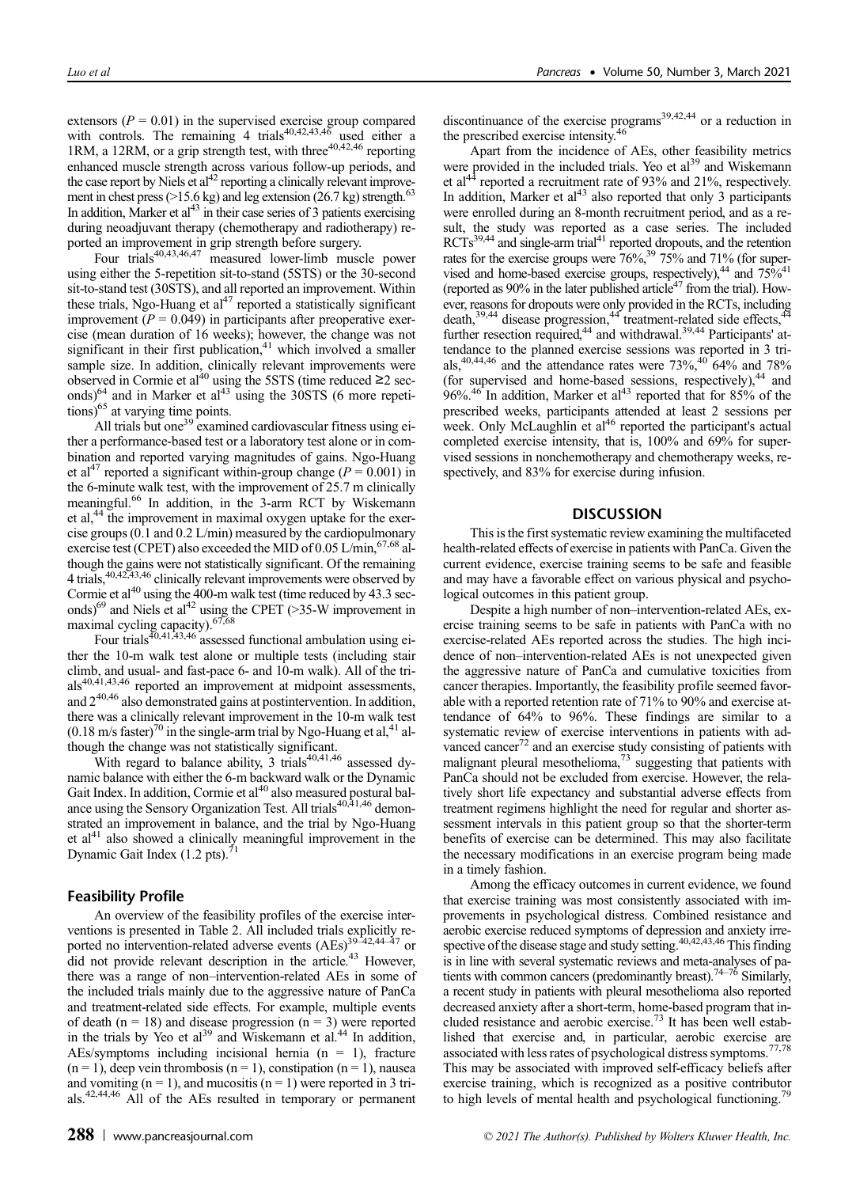extensors ($P = 0.01$) in the supervised exercise group compared with controls. The remaining 4 trials[40,42,43,46] used either a 1RM, a 12RM, or a grip strength test, with three[40,42,46] reporting enhanced muscle strength across various follow-up periods, and the case report by Niels et al[42] reporting a clinically relevant improvement in chest press (>15.6 kg) and leg extension (26.7 kg) strength.[63] In addition, Marker et al[43] in their case series of 3 patients exercising during neoadjuvant therapy (chemotherapy and radiotherapy) reported an improvement in grip strength before surgery.

Four trials[40,43,46,47] measured lower-limb muscle power using either the 5-repetition sit-to-stand (5STS) or the 30-second sit-to-stand test (30STS), and all reported an improvement. Within these trials, Ngo-Huang et al[47] reported a statistically significant improvement ($P = 0.049$) in participants after preoperative exercise (mean duration of 16 weeks); however, the change was not significant in their first publication,[41] which involved a smaller sample size. In addition, clinically relevant improvements were observed in Cormie et al[40] using the 5STS (time reduced ≥2 seconds)[64] and in Marker et al[43] using the 30STS (6 more repetitions)[65] at varying time points.

All trials but one[39] examined cardiovascular fitness using either a performance-based test or a laboratory test alone or in combination and reported varying magnitudes of gains. Ngo-Huang et al[47] reported a significant within-group change ($P = 0.001$) in the 6-minute walk test, with the improvement of 25.7 m clinically meaningful.[66] In addition, in the 3-arm RCT by Wiskemann et al,[44] the improvement in maximal oxygen uptake for the exercise groups (0.1 and 0.2 L/min) measured by the cardiopulmonary exercise test (CPET) also exceeded the MID of 0.05 L/min,[67,68] although the gains were not statistically significant. Of the remaining 4 trials,[40,42,43,46] clinically relevant improvements were observed by Cormie et al[40] using the 400-m walk test (time reduced by 43.3 seconds)[69] and Niels et al[42] using the CPET (>35-W improvement in maximal cycling capacity).[67,68]

Four trials[40,41,43,46] assessed functional ambulation using either the 10-m walk test alone or multiple tests (including stair climb, and usual- and fast-pace 6- and 10-m walk). All of the trials[40,41,43,46] reported an improvement at midpoint assessments, and 2[40,46] also demonstrated gains at postintervention. In addition, there was a clinically relevant improvement in the 10-m walk test (0.18 m/s faster)[70] in the single-arm trial by Ngo-Huang et al,[41] although the change was not statistically significant.

With regard to balance ability, 3 trials[40,41,46] assessed dynamic balance with either the 6-m backward walk or the Dynamic Gait Index. In addition, Cormie et al[40] also measured postural balance using the Sensory Organization Test. All trials[40,41,46] demonstrated an improvement in balance, and the trial by Ngo-Huang et al[41] also showed a clinically meaningful improvement in the Dynamic Gait Index (1.2 pts).[71]

### Feasibility Profile

An overview of the feasibility profiles of the exercise interventions is presented in Table 2. All included trials explicitly reported no intervention-related adverse events (AEs)[39–42,44–47] or did not provide relevant description in the article.[43] However, there was a range of non–intervention-related AEs in some of the included trials mainly due to the aggressive nature of PanCa and treatment-related side effects. For example, multiple events of death (n = 18) and disease progression (n = 3) were reported in the trials by Yeo et al[39] and Wiskemann et al.[44] In addition, AEs/symptoms including incisional hernia (n = 1), fracture (n = 1), deep vein thrombosis (n = 1), constipation (n = 1), nausea and vomiting (n = 1), and mucositis (n = 1) were reported in 3 trials.[42,44,46] All of the AEs resulted in temporary or permanent discontinuance of the exercise programs[39,42,44] or a reduction in the prescribed exercise intensity.[46]

Apart from the incidence of AEs, other feasibility metrics were provided in the included trials. Yeo et al[39] and Wiskemann et al[44] reported a recruitment rate of 93% and 21%, respectively. In addition, Marker et al[43] also reported that only 3 participants were enrolled during an 8-month recruitment period, and as a result, the study was reported as a case series. The included RCTs[39,44] and single-arm trial[41] reported dropouts, and the retention rates for the exercise groups were 76%,[39] 75% and 71% (for supervised and home-based exercise groups, respectively),[44] and 75%[41] (reported as 90% in the later published article[47] from the trial). However, reasons for dropouts were only provided in the RCTs, including death,[39,44] disease progression,[44] treatment-related side effects,[44] further resection required,[44] and withdrawal.[39,44] Participants' attendance to the planned exercise sessions was reported in 3 trials,[40,44,46] and the attendance rates were 73%,[40] 64% and 78% (for supervised and home-based sessions, respectively),[44] and 96%.[46] In addition, Marker et al[43] reported that for 85% of the prescribed weeks, participants attended at least 2 sessions per week. Only McLaughlin et al[46] reported the participant's actual completed exercise intensity, that is, 100% and 69% for supervised sessions in nonchemotherapy and chemotherapy weeks, respectively, and 83% for exercise during infusion.

## DISCUSSION

This is the first systematic review examining the multifaceted health-related effects of exercise in patients with PanCa. Given the current evidence, exercise training seems to be safe and feasible and may have a favorable effect on various physical and psychological outcomes in this patient group.

Despite a high number of non–intervention-related AEs, exercise training seems to be safe in patients with PanCa with no exercise-related AEs reported across the studies. The high incidence of non–intervention-related AEs is not unexpected given the aggressive nature of PanCa and cumulative toxicities from cancer therapies. Importantly, the feasibility profile seemed favorable with a reported retention rate of 71% to 90% and exercise attendance of 64% to 96%. These findings are similar to a systematic review of exercise interventions in patients with advanced cancer[72] and an exercise study consisting of patients with malignant pleural mesothelioma,[73] suggesting that patients with PanCa should not be excluded from exercise. However, the relatively short life expectancy and substantial adverse effects from treatment regimens highlight the need for regular and shorter assessment intervals in this patient group so that the shorter-term benefits of exercise can be determined. This may also facilitate the necessary modifications in an exercise program being made in a timely fashion.

Among the efficacy outcomes in current evidence, we found that exercise training was most consistently associated with improvements in psychological distress. Combined resistance and aerobic exercise reduced symptoms of depression and anxiety irrespective of the disease stage and study setting.[40,42,43,46] This finding is in line with several systematic reviews and meta-analyses of patients with common cancers (predominantly breast).[74–76] Similarly, a recent study in patients with pleural mesothelioma also reported decreased anxiety after a short-term, home-based program that included resistance and aerobic exercise.[73] It has been well established that exercise and, in particular, aerobic exercise are associated with less rates of psychological distress symptoms.[77,78] This may be associated with improved self-efficacy beliefs after exercise training, which is recognized as a positive contributor to high levels of mental health and psychological functioning.[79]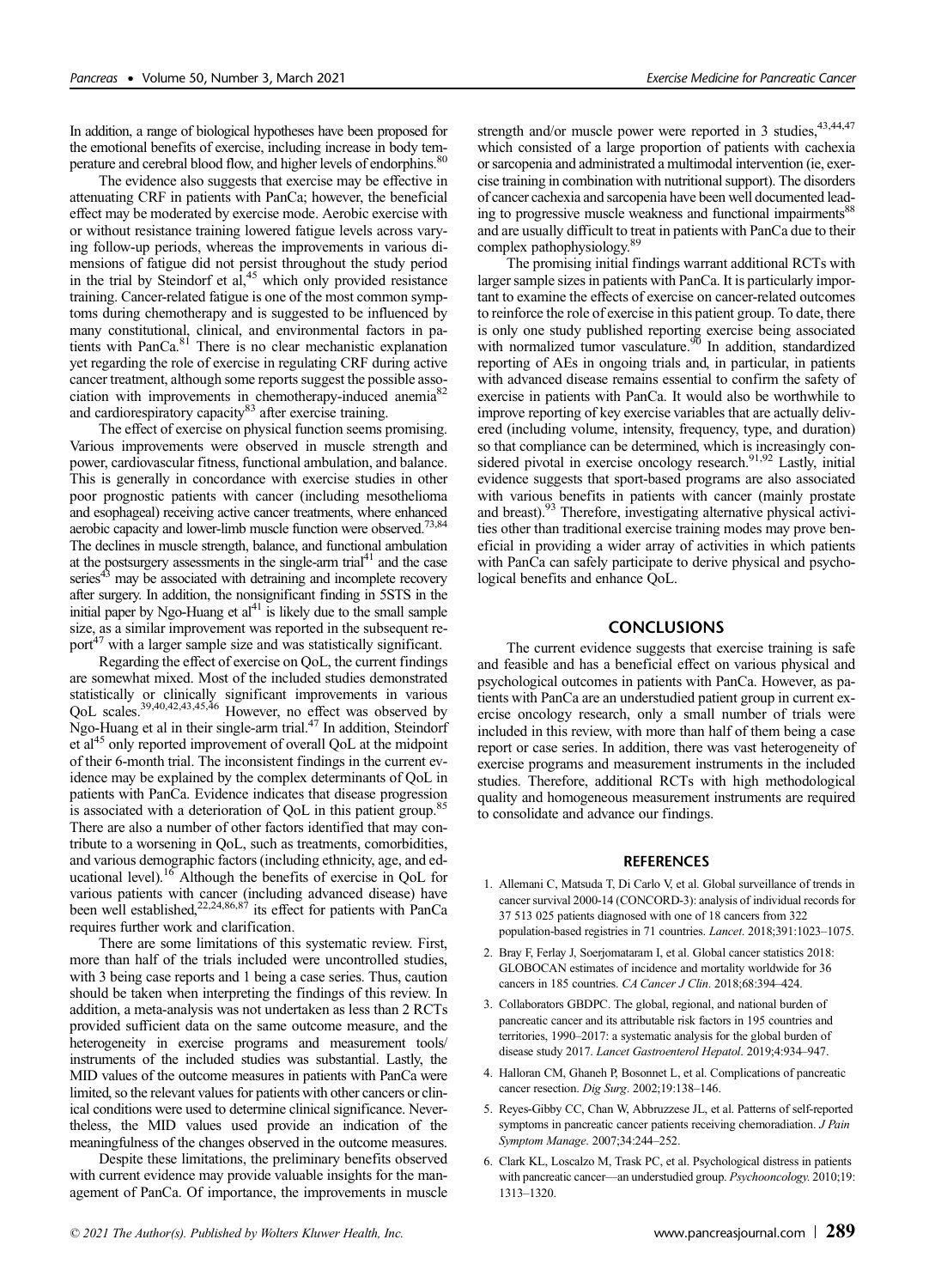In addition, a range of biological hypotheses have been proposed for the emotional benefits of exercise, including increase in body temperature and cerebral blood flow, and higher levels of endorphins.[80]

The evidence also suggests that exercise may be effective in attenuating CRF in patients with PanCa; however, the beneficial effect may be moderated by exercise mode. Aerobic exercise with or without resistance training lowered fatigue levels across varying follow-up periods, whereas the improvements in various dimensions of fatigue did not persist throughout the study period in the trial by Steindorf et al,[45] which only provided resistance training. Cancer-related fatigue is one of the most common symptoms during chemotherapy and is suggested to be influenced by many constitutional, clinical, and environmental factors in patients with PanCa.[81] There is no clear mechanistic explanation yet regarding the role of exercise in regulating CRF during active cancer treatment, although some reports suggest the possible association with improvements in chemotherapy-induced anemia[82] and cardiorespiratory capacity[83] after exercise training.

The effect of exercise on physical function seems promising. Various improvements were observed in muscle strength and power, cardiovascular fitness, functional ambulation, and balance. This is generally in concordance with exercise studies in other poor prognostic patients with cancer (including mesothelioma and esophageal) receiving active cancer treatments, where enhanced aerobic capacity and lower-limb muscle function were observed.[73,84] The declines in muscle strength, balance, and functional ambulation at the postsurgery assessments in the single-arm trial[41] and the case series[43] may be associated with detraining and incomplete recovery after surgery. In addition, the nonsignificant finding in 5STS in the initial paper by Ngo-Huang et al[41] is likely due to the small sample size, as a similar improvement was reported in the subsequent report[47] with a larger sample size and was statistically significant.

Regarding the effect of exercise on QoL, the current findings are somewhat mixed. Most of the included studies demonstrated statistically or clinically significant improvements in various QoL scales.[39,40,42,43,45,46] However, no effect was observed by Ngo-Huang et al in their single-arm trial.[47] In addition, Steindorf et al[45] only reported improvement of overall QoL at the midpoint of their 6-month trial. The inconsistent findings in the current evidence may be explained by the complex determinants of QoL in patients with PanCa. Evidence indicates that disease progression is associated with a deterioration of QoL in this patient group.[85] There are also a number of other factors identified that may contribute to a worsening in QoL, such as treatments, comorbidities, and various demographic factors (including ethnicity, age, and educational level).[16] Although the benefits of exercise in QoL for various patients with cancer (including advanced disease) have been well established,[22,24,86,87] its effect for patients with PanCa requires further work and clarification.

There are some limitations of this systematic review. First, more than half of the trials included were uncontrolled studies, with 3 being case reports and 1 being a case series. Thus, caution should be taken when interpreting the findings of this review. In addition, a meta-analysis was not undertaken as less than 2 RCTs provided sufficient data on the same outcome measure, and the heterogeneity in exercise programs and measurement tools/instruments of the included studies was substantial. Lastly, the MID values of the outcome measures in patients with PanCa were limited, so the relevant values for patients with other cancers or clinical conditions were used to determine clinical significance. Nevertheless, the MID values used provide an indication of the meaningfulness of the changes observed in the outcome measures.

Despite these limitations, the preliminary benefits observed with current evidence may provide valuable insights for the management of PanCa. Of importance, the improvements in muscle strength and/or muscle power were reported in 3 studies,[43,44,47] which consisted of a large proportion of patients with cachexia or sarcopenia and administrated a multimodal intervention (ie, exercise training in combination with nutritional support). The disorders of cancer cachexia and sarcopenia have been well documented leading to progressive muscle weakness and functional impairments[88] and are usually difficult to treat in patients with PanCa due to their complex pathophysiology.[89]

The promising initial findings warrant additional RCTs with larger sample sizes in patients with PanCa. It is particularly important to examine the effects of exercise on cancer-related outcomes to reinforce the role of exercise in this patient group. To date, there is only one study published reporting exercise being associated with normalized tumor vasculature.[90] In addition, standardized reporting of AEs in ongoing trials and, in particular, in patients with advanced disease remains essential to confirm the safety of exercise in patients with PanCa. It would also be worthwhile to improve reporting of key exercise variables that are actually delivered (including volume, intensity, frequency, type, and duration) so that compliance can be determined, which is increasingly considered pivotal in exercise oncology research.[91,92] Lastly, initial evidence suggests that sport-based programs are also associated with various benefits in patients with cancer (mainly prostate and breast).[93] Therefore, investigating alternative physical activities other than traditional exercise training modes may prove beneficial in providing a wider array of activities in which patients with PanCa can safely participate to derive physical and psychological benefits and enhance QoL.

## CONCLUSIONS

The current evidence suggests that exercise training is safe and feasible and has a beneficial effect on various physical and psychological outcomes in patients with PanCa. However, as patients with PanCa are an understudied patient group in current exercise oncology research, only a small number of trials were included in this review, with more than half of them being a case report or case series. In addition, there was vast heterogeneity of exercise programs and measurement instruments in the included studies. Therefore, additional RCTs with high methodological quality and homogeneous measurement instruments are required to consolidate and advance our findings.

## REFERENCES

1. Allemani C, Matsuda T, Di Carlo V, et al. Global surveillance of trends in cancer survival 2000-14 (CONCORD-3): analysis of individual records for 37 513 025 patients diagnosed with one of 18 cancers from 322 population-based registries in 71 countries. *Lancet*. 2018;391:1023–1075.
2. Bray F, Ferlay J, Soerjomataram I, et al. Global cancer statistics 2018: GLOBOCAN estimates of incidence and mortality worldwide for 36 cancers in 185 countries. *CA Cancer J Clin*. 2018;68:394–424.
3. Collaborators GBDPC. The global, regional, and national burden of pancreatic cancer and its attributable risk factors in 195 countries and territories, 1990–2017: a systematic analysis for the global burden of disease study 2017. *Lancet Gastroenterol Hepatol*. 2019;4:934–947.
4. Halloran CM, Ghaneh P, Bosonnet L, et al. Complications of pancreatic cancer resection. *Dig Surg*. 2002;19:138–146.
5. Reyes-Gibby CC, Chan W, Abbruzzese JL, et al. Patterns of self-reported symptoms in pancreatic cancer patients receiving chemoradiation. *J Pain Symptom Manage*. 2007;34:244–252.
6. Clark KL, Loscalzo M, Trask PC, et al. Psychological distress in patients with pancreatic cancer—an understudied group. *Psychooncology*. 2010;19:1313–1320.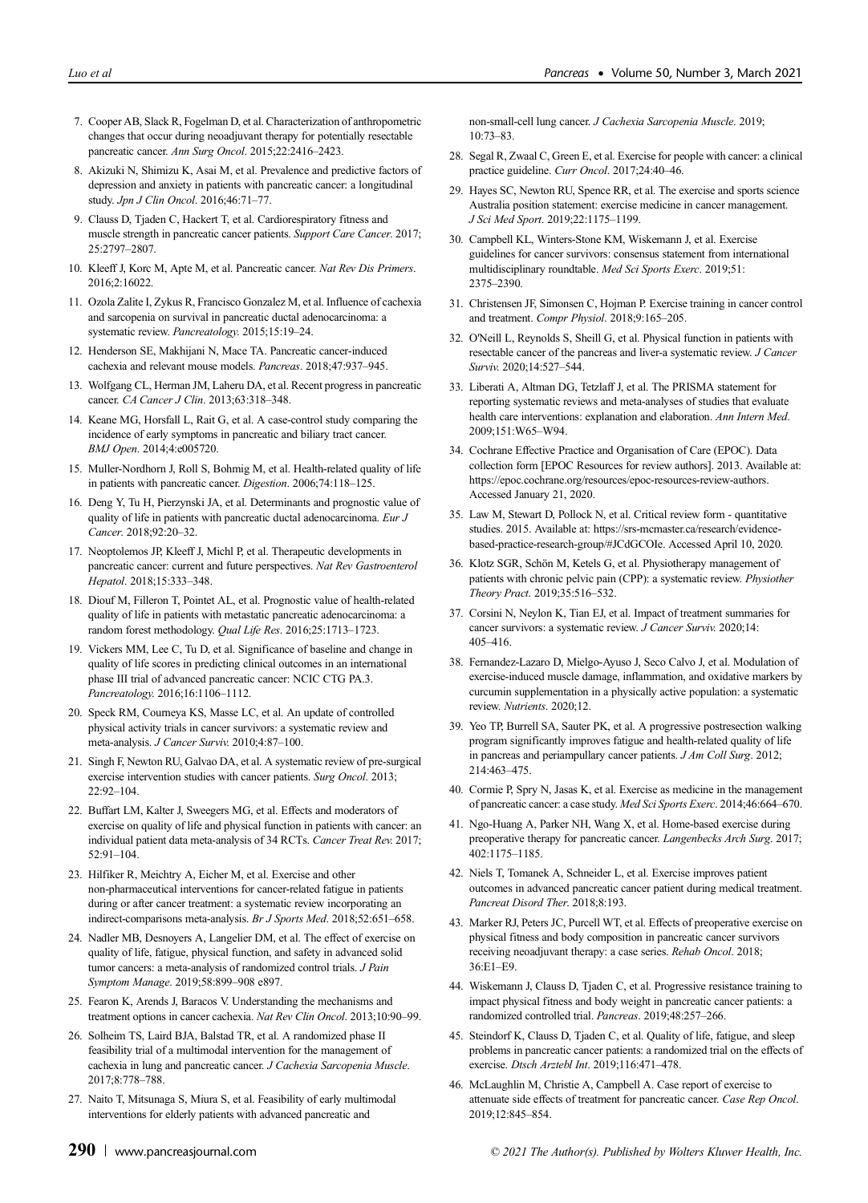7. Cooper AB, Slack R, Fogelman D, et al. Characterization of anthropometric changes that occur during neoadjuvant therapy for potentially resectable pancreatic cancer. *Ann Surg Oncol*. 2015;22:2416–2423.
8. Akizuki N, Shimizu K, Asai M, et al. Prevalence and predictive factors of depression and anxiety in patients with pancreatic cancer: a longitudinal study. *Jpn J Clin Oncol*. 2016;46:71–77.
9. Clauss D, Tjaden C, Hackert T, et al. Cardiorespiratory fitness and muscle strength in pancreatic cancer patients. *Support Care Cancer*. 2017; 25:2797–2807.
10. Kleeff J, Korc M, Apte M, et al. Pancreatic cancer. *Nat Rev Dis Primers*. 2016;2:16022.
11. Ozola Zalite I, Zykus R, Francisco Gonzalez M, et al. Influence of cachexia and sarcopenia on survival in pancreatic ductal adenocarcinoma: a systematic review. *Pancreatology*. 2015;15:19–24.
12. Henderson SE, Makhijani N, Mace TA. Pancreatic cancer-induced cachexia and relevant mouse models. *Pancreas*. 2018;47:937–945.
13. Wolfgang CL, Herman JM, Laheru DA, et al. Recent progress in pancreatic cancer. *CA Cancer J Clin*. 2013;63:318–348.
14. Keane MG, Horsfall L, Rait G, et al. A case-control study comparing the incidence of early symptoms in pancreatic and biliary tract cancer. *BMJ Open*. 2014;4:e005720.
15. Muller-Nordhorn J, Roll S, Bohmig M, et al. Health-related quality of life in patients with pancreatic cancer. *Digestion*. 2006;74:118–125.
16. Deng Y, Tu H, Pierzynski JA, et al. Determinants and prognostic value of quality of life in patients with pancreatic ductal adenocarcinoma. *Eur J Cancer*. 2018;92:20–32.
17. Neoptolemos JP, Kleeff J, Michl P, et al. Therapeutic developments in pancreatic cancer: current and future perspectives. *Nat Rev Gastroenterol Hepatol*. 2018;15:333–348.
18. Diouf M, Filleron T, Pointet AL, et al. Prognostic value of health-related quality of life in patients with metastatic pancreatic adenocarcinoma: a random forest methodology. *Qual Life Res*. 2016;25:1713–1723.
19. Vickers MM, Lee C, Tu D, et al. Significance of baseline and change in quality of life scores in predicting clinical outcomes in an international phase III trial of advanced pancreatic cancer: NCIC CTG PA.3. *Pancreatology*. 2016;16:1106–1112.
20. Speck RM, Courneya KS, Masse LC, et al. An update of controlled physical activity trials in cancer survivors: a systematic review and meta-analysis. *J Cancer Surviv*. 2010;4:87–100.
21. Singh F, Newton RU, Galvao DA, et al. A systematic review of pre-surgical exercise intervention studies with cancer patients. *Surg Oncol*. 2013; 22:92–104.
22. Buffart LM, Kalter J, Sweegers MG, et al. Effects and moderators of exercise on quality of life and physical function in patients with cancer: an individual patient data meta-analysis of 34 RCTs. *Cancer Treat Rev*. 2017; 52:91–104.
23. Hilfiker R, Meichtry A, Eicher M, et al. Exercise and other non-pharmaceutical interventions for cancer-related fatigue in patients during or after cancer treatment: a systematic review incorporating an indirect-comparisons meta-analysis. *Br J Sports Med*. 2018;52:651–658.
24. Nadler MB, Desnoyers A, Langelier DM, et al. The effect of exercise on quality of life, fatigue, physical function, and safety in advanced solid tumor cancers: a meta-analysis of randomized control trials. *J Pain Symptom Manage*. 2019;58:899–908 e897.
25. Fearon K, Arends J, Baracos V. Understanding the mechanisms and treatment options in cancer cachexia. *Nat Rev Clin Oncol*. 2013;10:90–99.
26. Solheim TS, Laird BJA, Balstad TR, et al. A randomized phase II feasibility trial of a multimodal intervention for the management of cachexia in lung and pancreatic cancer. *J Cachexia Sarcopenia Muscle*. 2017;8:778–788.
27. Naito T, Mitsunaga S, Miura S, et al. Feasibility of early multimodal interventions for elderly patients with advanced pancreatic and non-small-cell lung cancer. *J Cachexia Sarcopenia Muscle*. 2019; 10:73–83.
28. Segal R, Zwaal C, Green E, et al. Exercise for people with cancer: a clinical practice guideline. *Curr Oncol*. 2017;24:40–46.
29. Hayes SC, Newton RU, Spence RR, et al. The exercise and sports science Australia position statement: exercise medicine in cancer management. *J Sci Med Sport*. 2019;22:1175–1199.
30. Campbell KL, Winters-Stone KM, Wiskemann J, et al. Exercise guidelines for cancer survivors: consensus statement from international multidisciplinary roundtable. *Med Sci Sports Exerc*. 2019;51: 2375–2390.
31. Christensen JF, Simonsen C, Hojman P. Exercise training in cancer control and treatment. *Compr Physiol*. 2018;9:165–205.
32. O'Neill L, Reynolds S, Sheill G, et al. Physical function in patients with resectable cancer of the pancreas and liver-a systematic review. *J Cancer Surviv*. 2020;14:527–544.
33. Liberati A, Altman DG, Tetzlaff J, et al. The PRISMA statement for reporting systematic reviews and meta-analyses of studies that evaluate health care interventions: explanation and elaboration. *Ann Intern Med*. 2009;151:W65–W94.
34. Cochrane Effective Practice and Organisation of Care (EPOC). Data collection form [EPOC Resources for review authors]. 2013. Available at: https://epoc.cochrane.org/resources/epoc-resources-review-authors. Accessed January 21, 2020.
35. Law M, Stewart D, Pollock N, et al. Critical review form - quantitative studies. 2015. Available at: https://srs-mcmaster.ca/research/evidence-based-practice-research-group/#JCdGCOIe. Accessed April 10, 2020.
36. Klotz SGR, Schön M, Ketels G, et al. Physiotherapy management of patients with chronic pelvic pain (CPP): a systematic review. *Physiother Theory Pract*. 2019;35:516–532.
37. Corsini N, Neylon K, Tian EJ, et al. Impact of treatment summaries for cancer survivors: a systematic review. *J Cancer Surviv*. 2020;14: 405–416.
38. Fernandez-Lazaro D, Mielgo-Ayuso J, Seco Calvo J, et al. Modulation of exercise-induced muscle damage, inflammation, and oxidative markers by curcumin supplementation in a physically active population: a systematic review. *Nutrients*. 2020;12.
39. Yeo TP, Burrell SA, Sauter PK, et al. A progressive postresection walking program significantly improves fatigue and health-related quality of life in pancreas and periampullary cancer patients. *J Am Coll Surg*. 2012; 214:463–475.
40. Cormie P, Spry N, Jasas K, et al. Exercise as medicine in the management of pancreatic cancer: a case study. *Med Sci Sports Exerc*. 2014;46:664–670.
41. Ngo-Huang A, Parker NH, Wang X, et al. Home-based exercise during preoperative therapy for pancreatic cancer. *Langenbecks Arch Surg*. 2017; 402:1175–1185.
42. Niels T, Tomanek A, Schneider L, et al. Exercise improves patient outcomes in advanced pancreatic cancer patient during medical treatment. *Pancreat Disord Ther*. 2018;8:193.
43. Marker RJ, Peters JC, Purcell WT, et al. Effects of preoperative exercise on physical fitness and body composition in pancreatic cancer survivors receiving neoadjuvant therapy: a case series. *Rehab Oncol*. 2018; 36:E1–E9.
44. Wiskemann J, Clauss D, Tjaden C, et al. Progressive resistance training to impact physical fitness and body weight in pancreatic cancer patients: a randomized controlled trial. *Pancreas*. 2019;48:257–266.
45. Steindorf K, Clauss D, Tjaden C, et al. Quality of life, fatigue, and sleep problems in pancreatic cancer patients: a randomized trial on the effects of exercise. *Dtsch Arztebl Int*. 2019;116:471–478.
46. McLaughlin M, Christie A, Campbell A. Case report of exercise to attenuate side effects of treatment for pancreatic cancer. *Case Rep Oncol*. 2019;12:845–854.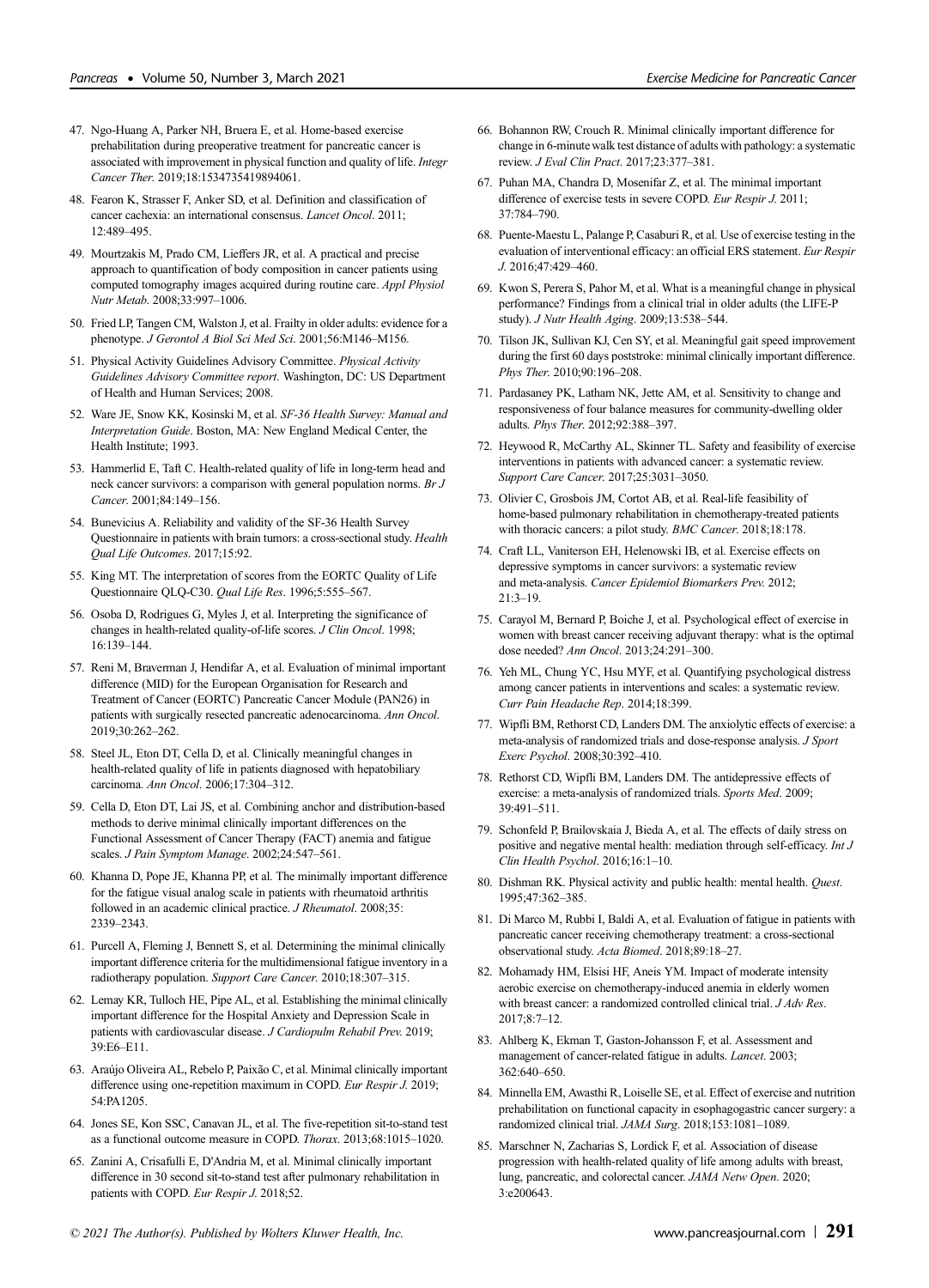47. Ngo-Huang A, Parker NH, Bruera E, et al. Home-based exercise prehabilitation during preoperative treatment for pancreatic cancer is associated with improvement in physical function and quality of life. *Integr Cancer Ther*. 2019;18:1534735419894061.
48. Fearon K, Strasser F, Anker SD, et al. Definition and classification of cancer cachexia: an international consensus. *Lancet Oncol*. 2011; 12:489–495.
49. Mourtzakis M, Prado CM, Lieffers JR, et al. A practical and precise approach to quantification of body composition in cancer patients using computed tomography images acquired during routine care. *Appl Physiol Nutr Metab*. 2008;33:997–1006.
50. Fried LP, Tangen CM, Walston J, et al. Frailty in older adults: evidence for a phenotype. *J Gerontol A Biol Sci Med Sci*. 2001;56:M146–M156.
51. Physical Activity Guidelines Advisory Committee. *Physical Activity Guidelines Advisory Committee report*. Washington, DC: US Department of Health and Human Services; 2008.
52. Ware JE, Snow KK, Kosinski M, et al. *SF-36 Health Survey: Manual and Interpretation Guide*. Boston, MA: New England Medical Center, the Health Institute; 1993.
53. Hammerlid E, Taft C. Health-related quality of life in long-term head and neck cancer survivors: a comparison with general population norms. *Br J Cancer*. 2001;84:149–156.
54. Bunevicius A. Reliability and validity of the SF-36 Health Survey Questionnaire in patients with brain tumors: a cross-sectional study. *Health Qual Life Outcomes*. 2017;15:92.
55. King MT. The interpretation of scores from the EORTC Quality of Life Questionnaire QLQ-C30. *Qual Life Res*. 1996;5:555–567.
56. Osoba D, Rodrigues G, Myles J, et al. Interpreting the significance of changes in health-related quality-of-life scores. *J Clin Oncol*. 1998; 16:139–144.
57. Reni M, Braverman J, Hendifar A, et al. Evaluation of minimal important difference (MID) for the European Organisation for Research and Treatment of Cancer (EORTC) Pancreatic Cancer Module (PAN26) in patients with surgically resected pancreatic adenocarcinoma. *Ann Oncol*. 2019;30:262–262.
58. Steel JL, Eton DT, Cella D, et al. Clinically meaningful changes in health-related quality of life in patients diagnosed with hepatobiliary carcinoma. *Ann Oncol*. 2006;17:304–312.
59. Cella D, Eton DT, Lai JS, et al. Combining anchor and distribution-based methods to derive minimal clinically important differences on the Functional Assessment of Cancer Therapy (FACT) anemia and fatigue scales. *J Pain Symptom Manage*. 2002;24:547–561.
60. Khanna D, Pope JE, Khanna PP, et al. The minimally important difference for the fatigue visual analog scale in patients with rheumatoid arthritis followed in an academic clinical practice. *J Rheumatol*. 2008;35: 2339–2343.
61. Purcell A, Fleming J, Bennett S, et al. Determining the minimal clinically important difference criteria for the multidimensional fatigue inventory in a radiotherapy population. *Support Care Cancer*. 2010;18:307–315.
62. Lemay KR, Tulloch HE, Pipe AL, et al. Establishing the minimal clinically important difference for the Hospital Anxiety and Depression Scale in patients with cardiovascular disease. *J Cardiopulm Rehabil Prev*. 2019; 39:E6–E11.
63. Araújo Oliveira AL, Rebelo P, Paixão C, et al. Minimal clinically important difference using one-repetition maximum in COPD. *Eur Respir J*. 2019; 54:PA1205.
64. Jones SE, Kon SSC, Canavan JL, et al. The five-repetition sit-to-stand test as a functional outcome measure in COPD. *Thorax*. 2013;68:1015–1020.
65. Zanini A, Crisafulli E, D'Andria M, et al. Minimal clinically important difference in 30 second sit-to-stand test after pulmonary rehabilitation in patients with COPD. *Eur Respir J*. 2018;52.
66. Bohannon RW, Crouch R. Minimal clinically important difference for change in 6-minute walk test distance of adults with pathology: a systematic review. *J Eval Clin Pract*. 2017;23:377–381.
67. Puhan MA, Chandra D, Mosenifar Z, et al. The minimal important difference of exercise tests in severe COPD. *Eur Respir J*. 2011; 37:784–790.
68. Puente-Maestu L, Palange P, Casaburi R, et al. Use of exercise testing in the evaluation of interventional efficacy: an official ERS statement. *Eur Respir J*. 2016;47:429–460.
69. Kwon S, Perera S, Pahor M, et al. What is a meaningful change in physical performance? Findings from a clinical trial in older adults (the LIFE-P study). *J Nutr Health Aging*. 2009;13:538–544.
70. Tilson JK, Sullivan KJ, Cen SY, et al. Meaningful gait speed improvement during the first 60 days poststroke: minimal clinically important difference. *Phys Ther*. 2010;90:196–208.
71. Pardasaney PK, Latham NK, Jette AM, et al. Sensitivity to change and responsiveness of four balance measures for community-dwelling older adults. *Phys Ther*. 2012;92:388–397.
72. Heywood R, McCarthy AL, Skinner TL. Safety and feasibility of exercise interventions in patients with advanced cancer: a systematic review. *Support Care Cancer*. 2017;25:3031–3050.
73. Olivier C, Grosbois JM, Cortot AB, et al. Real-life feasibility of home-based pulmonary rehabilitation in chemotherapy-treated patients with thoracic cancers: a pilot study. *BMC Cancer*. 2018;18:178.
74. Craft LL, Vaniterson EH, Helenowski IB, et al. Exercise effects on depressive symptoms in cancer survivors: a systematic review and meta-analysis. *Cancer Epidemiol Biomarkers Prev*. 2012; 21:3–19.
75. Carayol M, Bernard P, Boiche J, et al. Psychological effect of exercise in women with breast cancer receiving adjuvant therapy: what is the optimal dose needed? *Ann Oncol*. 2013;24:291–300.
76. Yeh ML, Chung YC, Hsu MYF, et al. Quantifying psychological distress among cancer patients in interventions and scales: a systematic review. *Curr Pain Headache Rep*. 2014;18:399.
77. Wipfli BM, Rethorst CD, Landers DM. The anxiolytic effects of exercise: a meta-analysis of randomized trials and dose-response analysis. *J Sport Exerc Psychol*. 2008;30:392–410.
78. Rethorst CD, Wipfli BM, Landers DM. The antidepressive effects of exercise: a meta-analysis of randomized trials. *Sports Med*. 2009; 39:491–511.
79. Schonfeld P, Brailovskaia J, Bieda A, et al. The effects of daily stress on positive and negative mental health: mediation through self-efficacy. *Int J Clin Health Psychol*. 2016;16:1–10.
80. Dishman RK. Physical activity and public health: mental health. *Quest*. 1995;47:362–385.
81. Di Marco M, Rubbi I, Baldi A, et al. Evaluation of fatigue in patients with pancreatic cancer receiving chemotherapy treatment: a cross-sectional observational study. *Acta Biomed*. 2018;89:18–27.
82. Mohamady HM, Elsisi HF, Aneis YM. Impact of moderate intensity aerobic exercise on chemotherapy-induced anemia in elderly women with breast cancer: a randomized controlled clinical trial. *J Adv Res*. 2017;8:7–12.
83. Ahlberg K, Ekman T, Gaston-Johansson F, et al. Assessment and management of cancer-related fatigue in adults. *Lancet*. 2003; 362:640–650.
84. Minnella EM, Awasthi R, Loiselle SE, et al. Effect of exercise and nutrition prehabilitation on functional capacity in esophagogastric cancer surgery: a randomized clinical trial. *JAMA Surg*. 2018;153:1081–1089.
85. Marschner N, Zacharias S, Lordick F, et al. Association of disease progression with health-related quality of life among adults with breast, lung, pancreatic, and colorectal cancer. *JAMA Netw Open*. 2020; 3:e200643.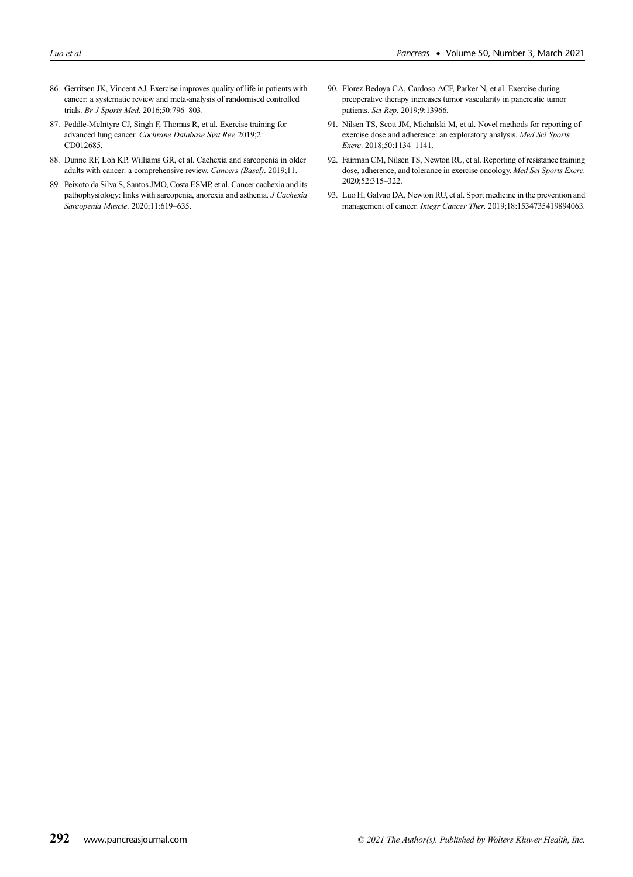86. Gerritsen JK, Vincent AJ. Exercise improves quality of life in patients with cancer: a systematic review and meta-analysis of randomised controlled trials. *Br J Sports Med*. 2016;50:796–803.
87. Peddle-McIntyre CJ, Singh F, Thomas R, et al. Exercise training for advanced lung cancer. *Cochrane Database Syst Rev*. 2019;2: CD012685.
88. Dunne RF, Loh KP, Williams GR, et al. Cachexia and sarcopenia in older adults with cancer: a comprehensive review. *Cancers (Basel)*. 2019;11.
89. Peixoto da Silva S, Santos JMO, Costa ESMP, et al. Cancer cachexia and its pathophysiology: links with sarcopenia, anorexia and asthenia. *J Cachexia Sarcopenia Muscle*. 2020;11:619–635.
90. Florez Bedoya CA, Cardoso ACF, Parker N, et al. Exercise during preoperative therapy increases tumor vascularity in pancreatic tumor patients. *Sci Rep*. 2019;9:13966.
91. Nilsen TS, Scott JM, Michalski M, et al. Novel methods for reporting of exercise dose and adherence: an exploratory analysis. *Med Sci Sports Exerc*. 2018;50:1134–1141.
92. Fairman CM, Nilsen TS, Newton RU, et al. Reporting of resistance training dose, adherence, and tolerance in exercise oncology. *Med Sci Sports Exerc*. 2020;52:315–322.
93. Luo H, Galvao DA, Newton RU, et al. Sport medicine in the prevention and management of cancer. *Integr Cancer Ther*. 2019;18:1534735419894063.